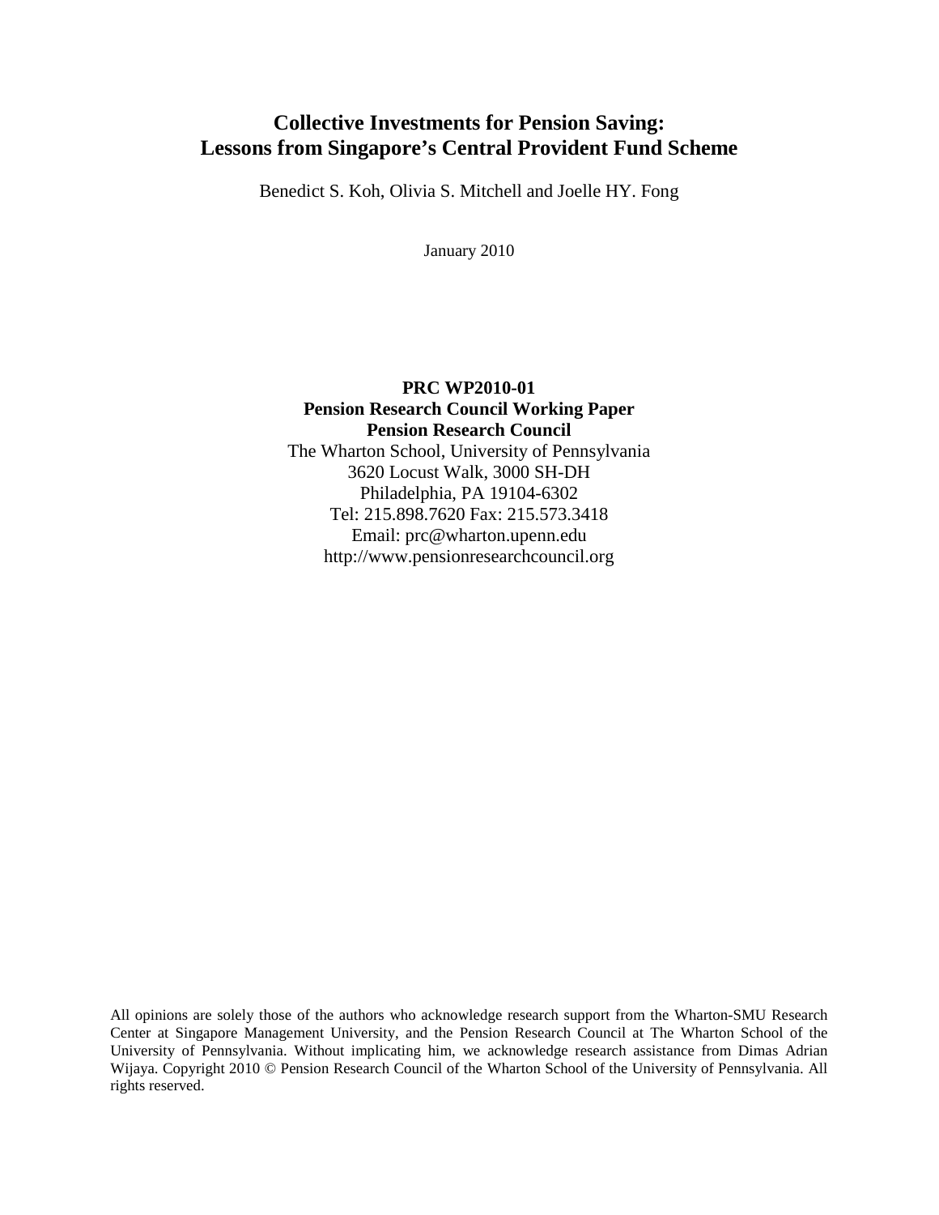# Collective Investments for Pension Saving: Lessons from Singapore's Central Provident Fund Scheme

Benedict S. Koh, Olivia S. Mitchell and Joelle HY. Fong

January 2010

**PRC WP2010-01**
**Pension Research Council Working Paper**
**Pension Research Council**
The Wharton School, University of Pennsylvania
3620 Locust Walk, 3000 SH-DH
Philadelphia, PA 19104-6302
Tel: 215.898.7620 Fax: 215.573.3418
Email: prc@wharton.upenn.edu
http://www.pensionresearchcouncil.org

All opinions are solely those of the authors who acknowledge research support from the Wharton-SMU Research Center at Singapore Management University, and the Pension Research Council at The Wharton School of the University of Pennsylvania. Without implicating him, we acknowledge research assistance from Dimas Adrian Wijaya. Copyright 2010 © Pension Research Council of the Wharton School of the University of Pennsylvania. All rights reserved.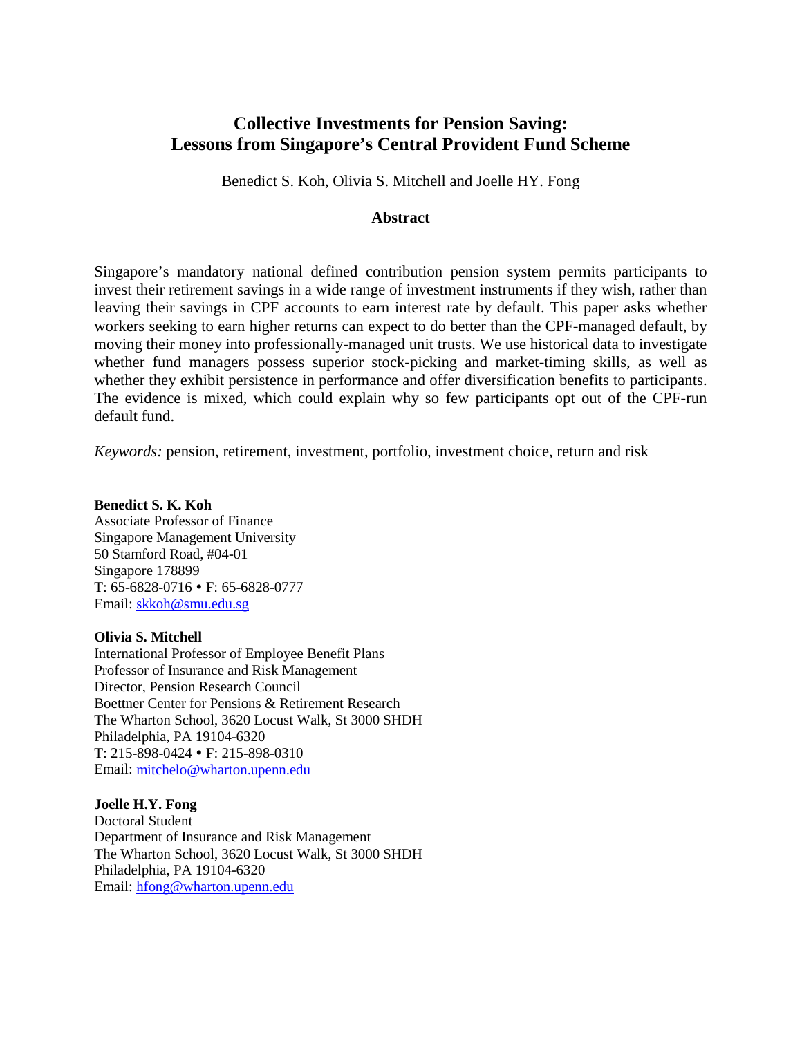# Collective Investments for Pension Saving: Lessons from Singapore's Central Provident Fund Scheme

Benedict S. Koh, Olivia S. Mitchell and Joelle HY. Fong

## Abstract

Singapore's mandatory national defined contribution pension system permits participants to invest their retirement savings in a wide range of investment instruments if they wish, rather than leaving their savings in CPF accounts to earn interest rate by default. This paper asks whether workers seeking to earn higher returns can expect to do better than the CPF-managed default, by moving their money into professionally-managed unit trusts. We use historical data to investigate whether fund managers possess superior stock-picking and market-timing skills, as well as whether they exhibit persistence in performance and offer diversification benefits to participants. The evidence is mixed, which could explain why so few participants opt out of the CPF-run default fund.

*Keywords:* pension, retirement, investment, portfolio, investment choice, return and risk

**Benedict S. K. Koh**
Associate Professor of Finance
Singapore Management University
50 Stamford Road, #04-01
Singapore 178899
T: 65-6828-0716 • F: 65-6828-0777
Email: skkoh@smu.edu.sg

**Olivia S. Mitchell**
International Professor of Employee Benefit Plans
Professor of Insurance and Risk Management
Director, Pension Research Council
Boettner Center for Pensions & Retirement Research
The Wharton School, 3620 Locust Walk, St 3000 SHDH
Philadelphia, PA 19104-6320
T: 215-898-0424 • F: 215-898-0310
Email: mitchelo@wharton.upenn.edu

**Joelle H.Y. Fong**
Doctoral Student
Department of Insurance and Risk Management
The Wharton School, 3620 Locust Walk, St 3000 SHDH
Philadelphia, PA 19104-6320
Email: hfong@wharton.upenn.edu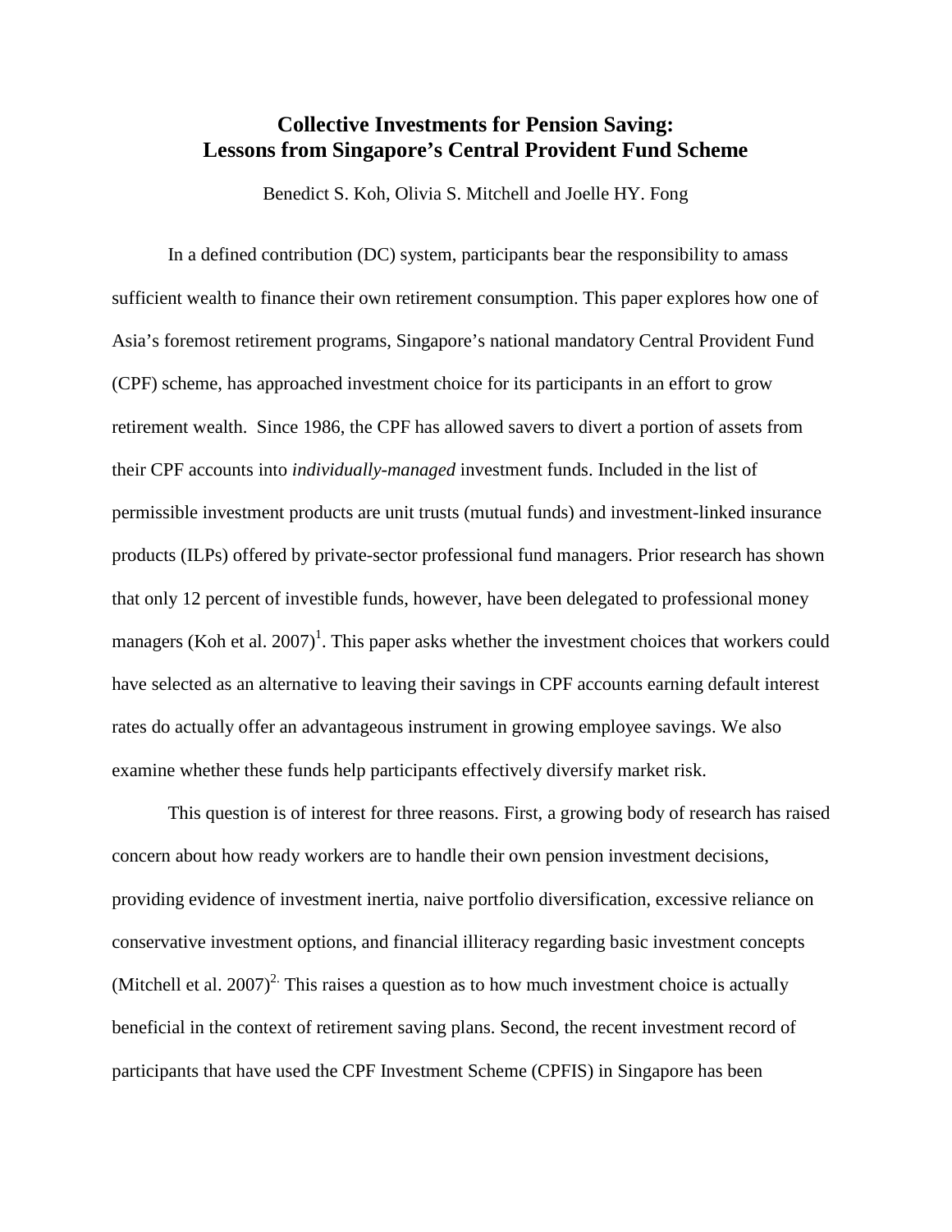# Collective Investments for Pension Saving: Lessons from Singapore's Central Provident Fund Scheme

Benedict S. Koh, Olivia S. Mitchell and Joelle HY. Fong

In a defined contribution (DC) system, participants bear the responsibility to amass sufficient wealth to finance their own retirement consumption. This paper explores how one of Asia's foremost retirement programs, Singapore's national mandatory Central Provident Fund (CPF) scheme, has approached investment choice for its participants in an effort to grow retirement wealth. Since 1986, the CPF has allowed savers to divert a portion of assets from their CPF accounts into *individually-managed* investment funds. Included in the list of permissible investment products are unit trusts (mutual funds) and investment-linked insurance products (ILPs) offered by private-sector professional fund managers. Prior research has shown that only 12 percent of investible funds, however, have been delegated to professional money managers (Koh et al. 2007)[1]. This paper asks whether the investment choices that workers could have selected as an alternative to leaving their savings in CPF accounts earning default interest rates do actually offer an advantageous instrument in growing employee savings. We also examine whether these funds help participants effectively diversify market risk.

This question is of interest for three reasons. First, a growing body of research has raised concern about how ready workers are to handle their own pension investment decisions, providing evidence of investment inertia, naive portfolio diversification, excessive reliance on conservative investment options, and financial illiteracy regarding basic investment concepts (Mitchell et al. 2007)[2.] This raises a question as to how much investment choice is actually beneficial in the context of retirement saving plans. Second, the recent investment record of participants that have used the CPF Investment Scheme (CPFIS) in Singapore has been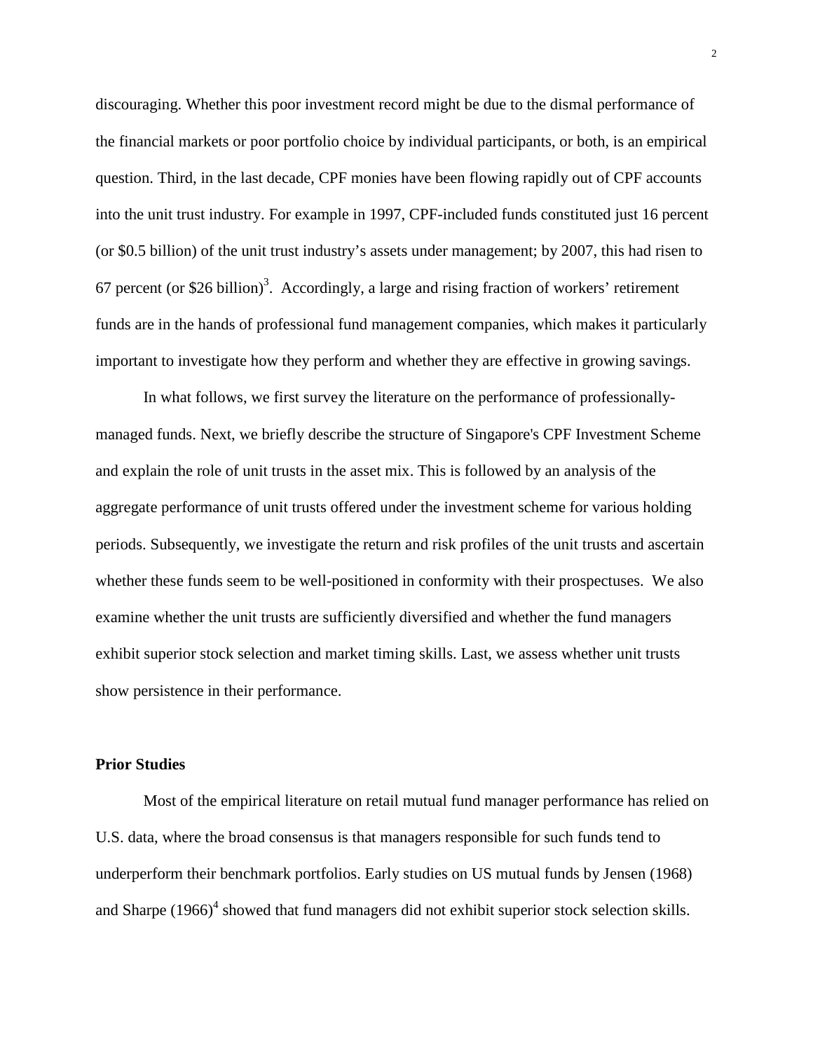discouraging. Whether this poor investment record might be due to the dismal performance of the financial markets or poor portfolio choice by individual participants, or both, is an empirical question. Third, in the last decade, CPF monies have been flowing rapidly out of CPF accounts into the unit trust industry. For example in 1997, CPF-included funds constituted just 16 percent (or \$0.5 billion) of the unit trust industry's assets under management; by 2007, this had risen to 67 percent (or \$26 billion)[3]. Accordingly, a large and rising fraction of workers' retirement funds are in the hands of professional fund management companies, which makes it particularly important to investigate how they perform and whether they are effective in growing savings.

In what follows, we first survey the literature on the performance of professionally-managed funds. Next, we briefly describe the structure of Singapore's CPF Investment Scheme and explain the role of unit trusts in the asset mix. This is followed by an analysis of the aggregate performance of unit trusts offered under the investment scheme for various holding periods. Subsequently, we investigate the return and risk profiles of the unit trusts and ascertain whether these funds seem to be well-positioned in conformity with their prospectuses. We also examine whether the unit trusts are sufficiently diversified and whether the fund managers exhibit superior stock selection and market timing skills. Last, we assess whether unit trusts show persistence in their performance.

**Prior Studies**

Most of the empirical literature on retail mutual fund manager performance has relied on U.S. data, where the broad consensus is that managers responsible for such funds tend to underperform their benchmark portfolios. Early studies on US mutual funds by Jensen (1968) and Sharpe (1966)[4] showed that fund managers did not exhibit superior stock selection skills.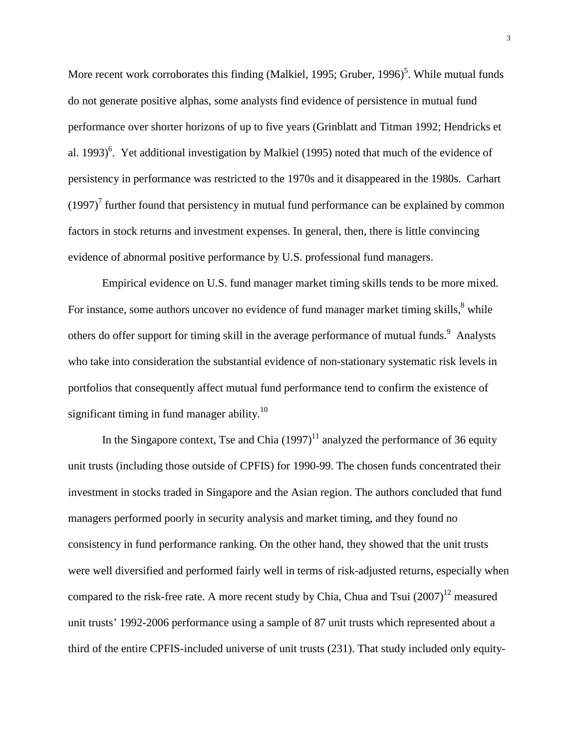More recent work corroborates this finding (Malkiel, 1995; Gruber, 1996)[5]. While mutual funds do not generate positive alphas, some analysts find evidence of persistence in mutual fund performance over shorter horizons of up to five years (Grinblatt and Titman 1992; Hendricks et al. 1993)[6]. Yet additional investigation by Malkiel (1995) noted that much of the evidence of persistency in performance was restricted to the 1970s and it disappeared in the 1980s. Carhart (1997)[7] further found that persistency in mutual fund performance can be explained by common factors in stock returns and investment expenses. In general, then, there is little convincing evidence of abnormal positive performance by U.S. professional fund managers.

Empirical evidence on U.S. fund manager market timing skills tends to be more mixed. For instance, some authors uncover no evidence of fund manager market timing skills,[8] while others do offer support for timing skill in the average performance of mutual funds.[9] Analysts who take into consideration the substantial evidence of non-stationary systematic risk levels in portfolios that consequently affect mutual fund performance tend to confirm the existence of significant timing in fund manager ability.[10]

In the Singapore context, Tse and Chia (1997)[11] analyzed the performance of 36 equity unit trusts (including those outside of CPFIS) for 1990-99. The chosen funds concentrated their investment in stocks traded in Singapore and the Asian region. The authors concluded that fund managers performed poorly in security analysis and market timing, and they found no consistency in fund performance ranking. On the other hand, they showed that the unit trusts were well diversified and performed fairly well in terms of risk-adjusted returns, especially when compared to the risk-free rate. A more recent study by Chia, Chua and Tsui (2007)[12] measured unit trusts' 1992-2006 performance using a sample of 87 unit trusts which represented about a third of the entire CPFIS-included universe of unit trusts (231). That study included only equity-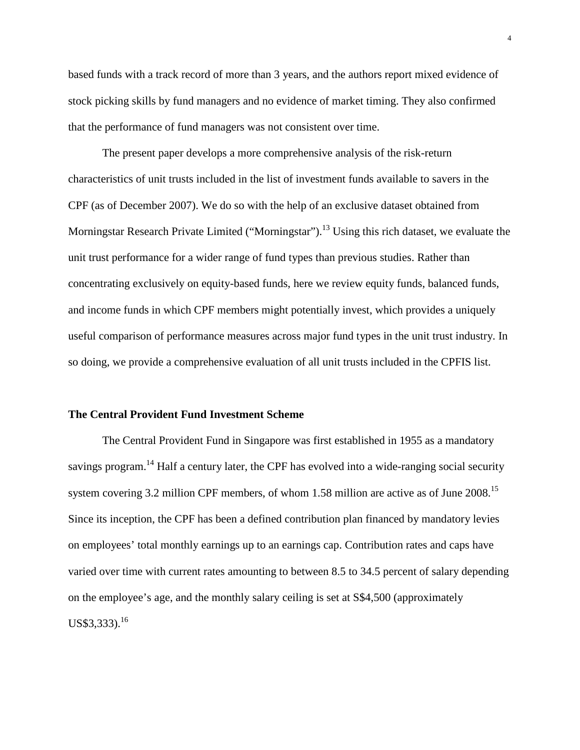based funds with a track record of more than 3 years, and the authors report mixed evidence of stock picking skills by fund managers and no evidence of market timing. They also confirmed that the performance of fund managers was not consistent over time.

The present paper develops a more comprehensive analysis of the risk-return characteristics of unit trusts included in the list of investment funds available to savers in the CPF (as of December 2007). We do so with the help of an exclusive dataset obtained from Morningstar Research Private Limited ("Morningstar").[13] Using this rich dataset, we evaluate the unit trust performance for a wider range of fund types than previous studies. Rather than concentrating exclusively on equity-based funds, here we review equity funds, balanced funds, and income funds in which CPF members might potentially invest, which provides a uniquely useful comparison of performance measures across major fund types in the unit trust industry. In so doing, we provide a comprehensive evaluation of all unit trusts included in the CPFIS list.

## The Central Provident Fund Investment Scheme

The Central Provident Fund in Singapore was first established in 1955 as a mandatory savings program.[14] Half a century later, the CPF has evolved into a wide-ranging social security system covering 3.2 million CPF members, of whom 1.58 million are active as of June 2008.[15] Since its inception, the CPF has been a defined contribution plan financed by mandatory levies on employees' total monthly earnings up to an earnings cap. Contribution rates and caps have varied over time with current rates amounting to between 8.5 to 34.5 percent of salary depending on the employee's age, and the monthly salary ceiling is set at S$4,500 (approximately US$3,333).[16]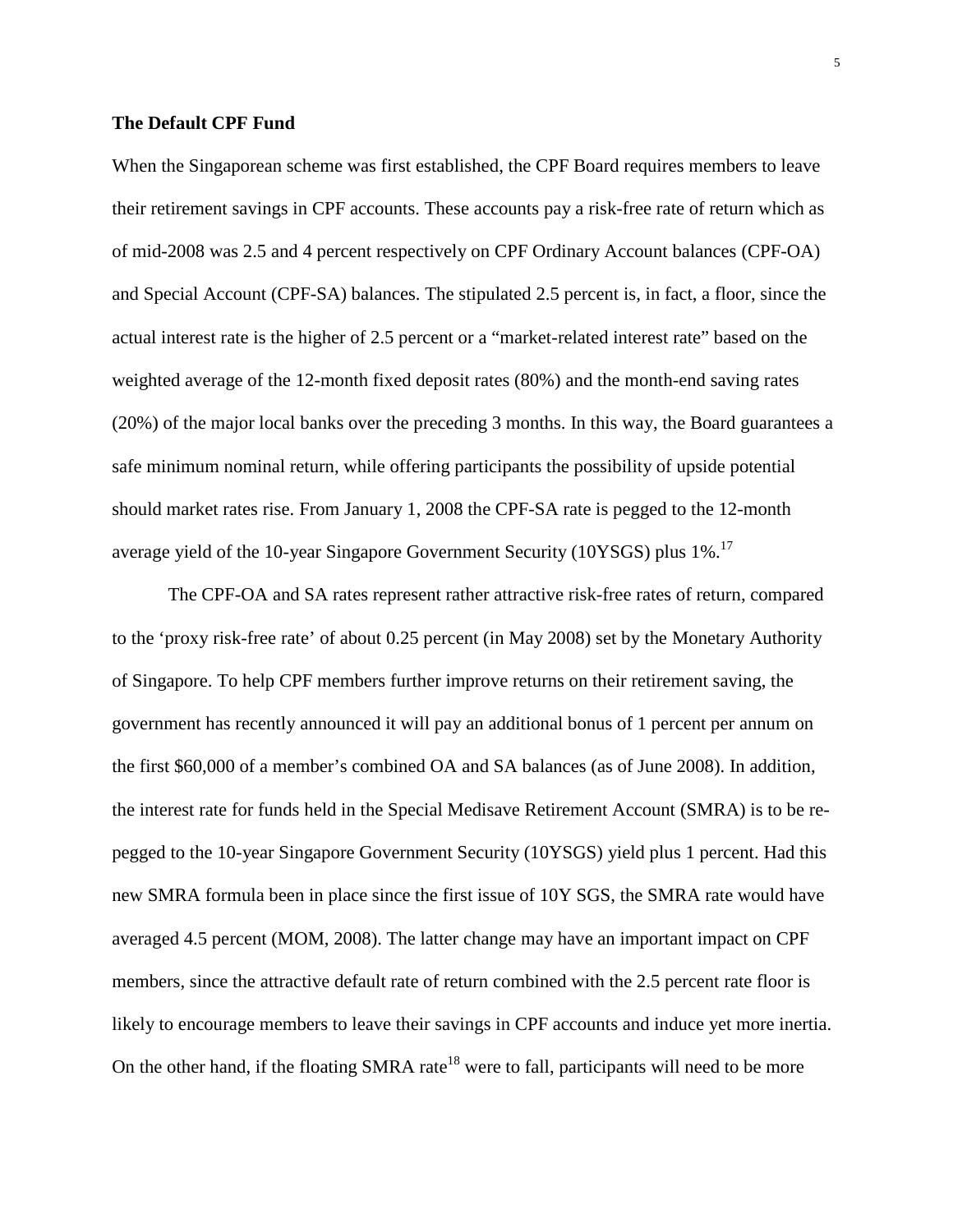**The Default CPF Fund**

When the Singaporean scheme was first established, the CPF Board requires members to leave their retirement savings in CPF accounts. These accounts pay a risk-free rate of return which as of mid-2008 was 2.5 and 4 percent respectively on CPF Ordinary Account balances (CPF-OA) and Special Account (CPF-SA) balances. The stipulated 2.5 percent is, in fact, a floor, since the actual interest rate is the higher of 2.5 percent or a "market-related interest rate" based on the weighted average of the 12-month fixed deposit rates (80%) and the month-end saving rates (20%) of the major local banks over the preceding 3 months. In this way, the Board guarantees a safe minimum nominal return, while offering participants the possibility of upside potential should market rates rise. From January 1, 2008 the CPF-SA rate is pegged to the 12-month average yield of the 10-year Singapore Government Security (10YSGS) plus 1%.[17]

The CPF-OA and SA rates represent rather attractive risk-free rates of return, compared to the 'proxy risk-free rate' of about 0.25 percent (in May 2008) set by the Monetary Authority of Singapore. To help CPF members further improve returns on their retirement saving, the government has recently announced it will pay an additional bonus of 1 percent per annum on the first $60,000 of a member's combined OA and SA balances (as of June 2008). In addition, the interest rate for funds held in the Special Medisave Retirement Account (SMRA) is to be re-pegged to the 10-year Singapore Government Security (10YSGS) yield plus 1 percent. Had this new SMRA formula been in place since the first issue of 10Y SGS, the SMRA rate would have averaged 4.5 percent (MOM, 2008). The latter change may have an important impact on CPF members, since the attractive default rate of return combined with the 2.5 percent rate floor is likely to encourage members to leave their savings in CPF accounts and induce yet more inertia. On the other hand, if the floating SMRA rate[18] were to fall, participants will need to be more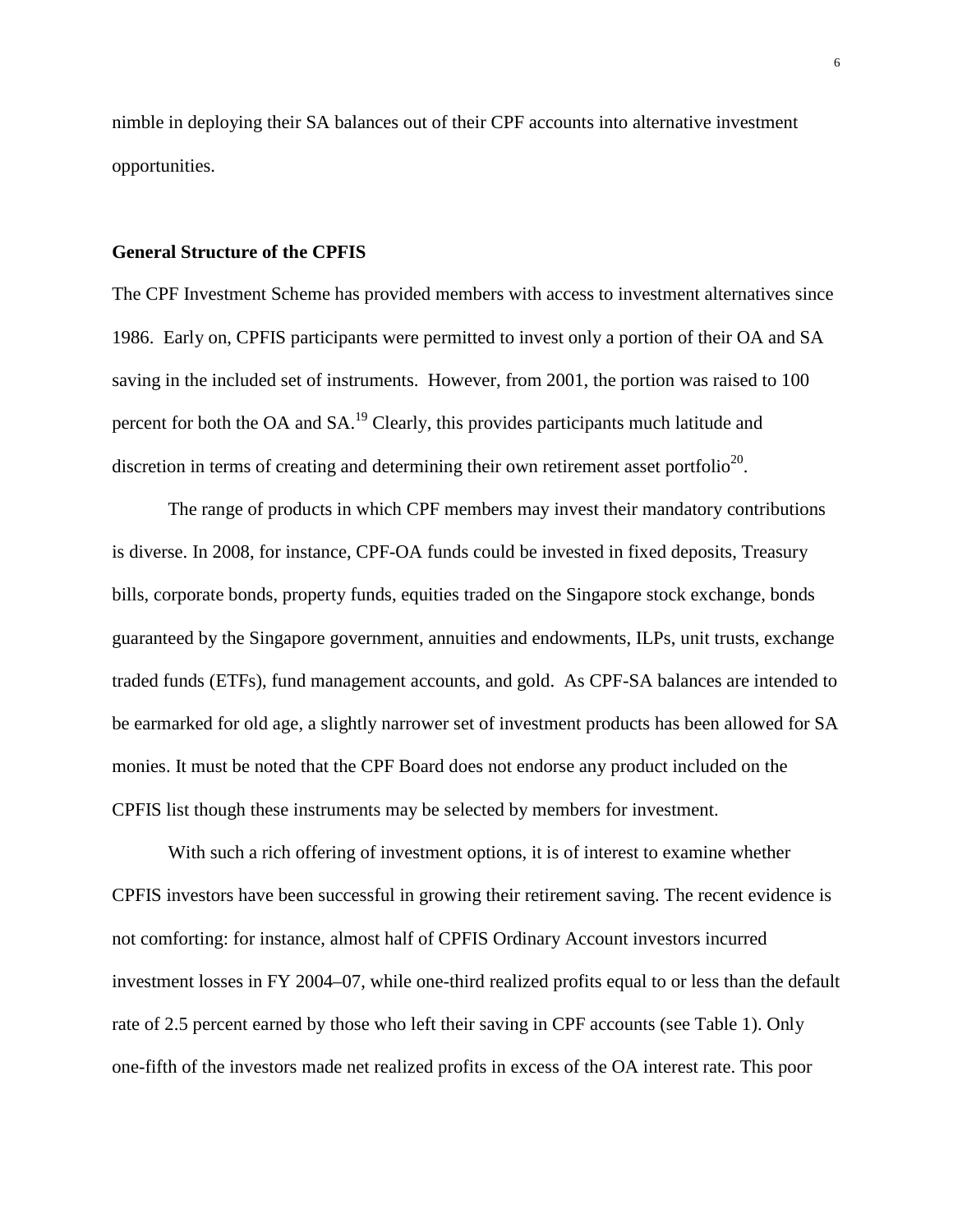nimble in deploying their SA balances out of their CPF accounts into alternative investment opportunities.

**General Structure of the CPFIS**

The CPF Investment Scheme has provided members with access to investment alternatives since 1986. Early on, CPFIS participants were permitted to invest only a portion of their OA and SA saving in the included set of instruments. However, from 2001, the portion was raised to 100 percent for both the OA and SA.[19] Clearly, this provides participants much latitude and discretion in terms of creating and determining their own retirement asset portfolio[20].

The range of products in which CPF members may invest their mandatory contributions is diverse. In 2008, for instance, CPF-OA funds could be invested in fixed deposits, Treasury bills, corporate bonds, property funds, equities traded on the Singapore stock exchange, bonds guaranteed by the Singapore government, annuities and endowments, ILPs, unit trusts, exchange traded funds (ETFs), fund management accounts, and gold. As CPF-SA balances are intended to be earmarked for old age, a slightly narrower set of investment products has been allowed for SA monies. It must be noted that the CPF Board does not endorse any product included on the CPFIS list though these instruments may be selected by members for investment.

With such a rich offering of investment options, it is of interest to examine whether CPFIS investors have been successful in growing their retirement saving. The recent evidence is not comforting: for instance, almost half of CPFIS Ordinary Account investors incurred investment losses in FY 2004–07, while one-third realized profits equal to or less than the default rate of 2.5 percent earned by those who left their saving in CPF accounts (see Table 1). Only one-fifth of the investors made net realized profits in excess of the OA interest rate. This poor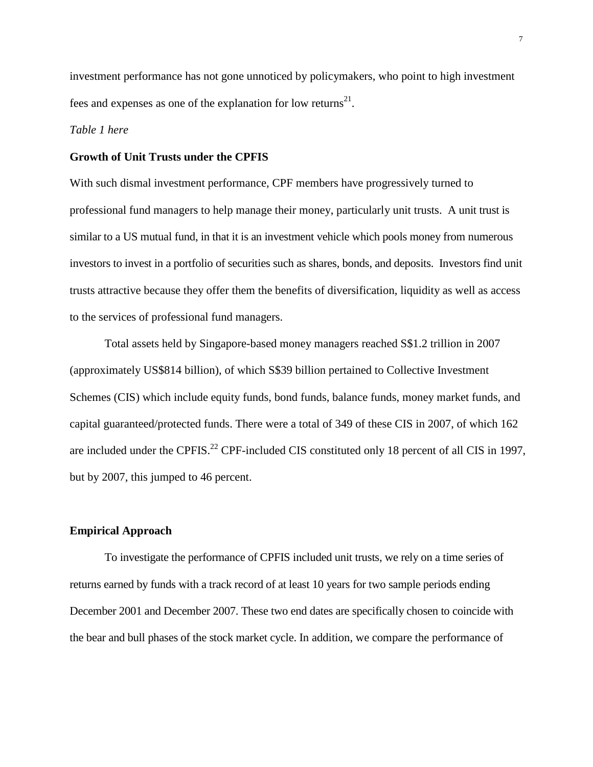investment performance has not gone unnoticed by policymakers, who point to high investment fees and expenses as one of the explanation for low returns[21].

*Table 1 here*

**Growth of Unit Trusts under the CPFIS**

With such dismal investment performance, CPF members have progressively turned to professional fund managers to help manage their money, particularly unit trusts. A unit trust is similar to a US mutual fund, in that it is an investment vehicle which pools money from numerous investors to invest in a portfolio of securities such as shares, bonds, and deposits. Investors find unit trusts attractive because they offer them the benefits of diversification, liquidity as well as access to the services of professional fund managers.

Total assets held by Singapore-based money managers reached S$1.2 trillion in 2007 (approximately US$814 billion), of which S$39 billion pertained to Collective Investment Schemes (CIS) which include equity funds, bond funds, balance funds, money market funds, and capital guaranteed/protected funds. There were a total of 349 of these CIS in 2007, of which 162 are included under the CPFIS.[22] CPF-included CIS constituted only 18 percent of all CIS in 1997, but by 2007, this jumped to 46 percent.

**Empirical Approach**

To investigate the performance of CPFIS included unit trusts, we rely on a time series of returns earned by funds with a track record of at least 10 years for two sample periods ending December 2001 and December 2007. These two end dates are specifically chosen to coincide with the bear and bull phases of the stock market cycle. In addition, we compare the performance of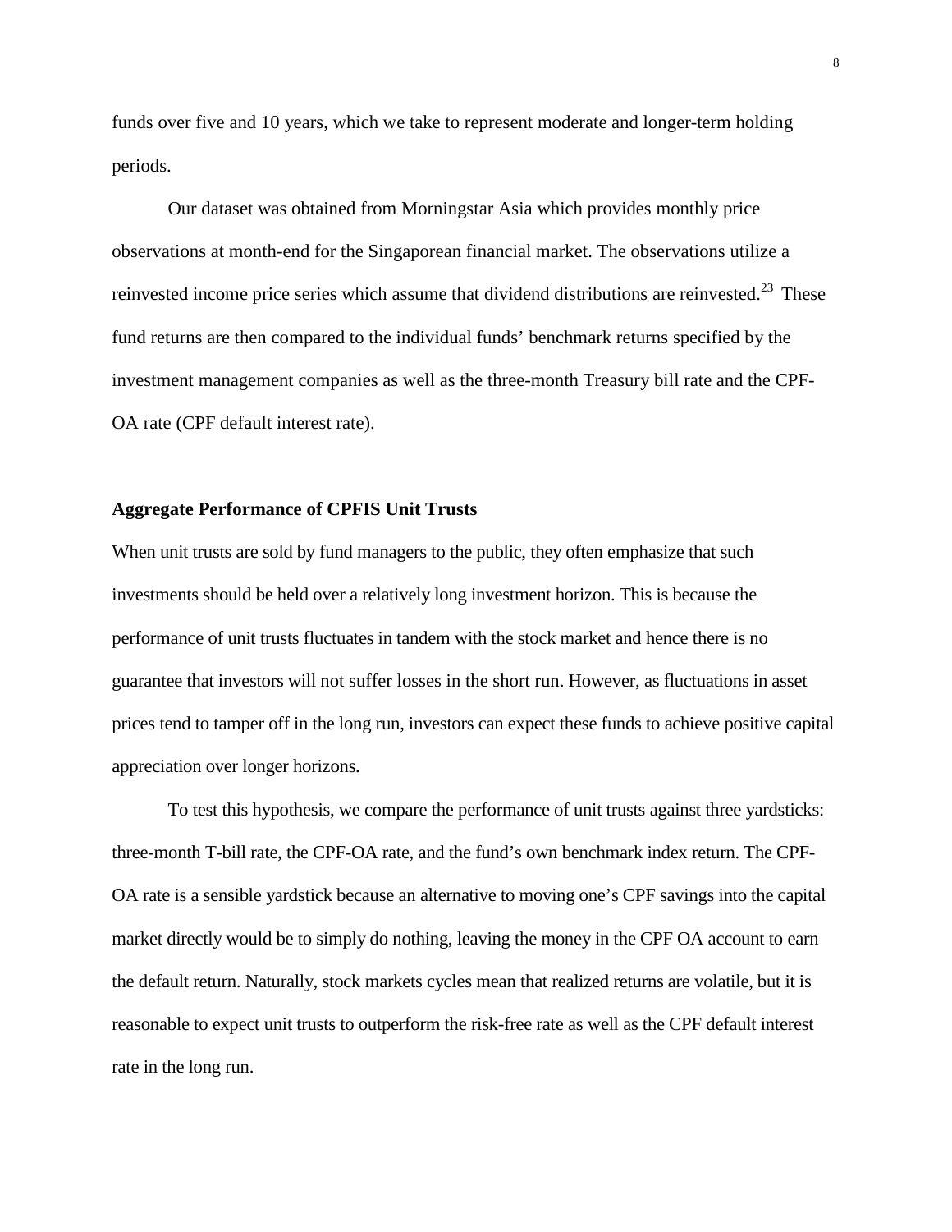funds over five and 10 years, which we take to represent moderate and longer-term holding periods.

Our dataset was obtained from Morningstar Asia which provides monthly price observations at month-end for the Singaporean financial market. The observations utilize a reinvested income price series which assume that dividend distributions are reinvested.[23] These fund returns are then compared to the individual funds' benchmark returns specified by the investment management companies as well as the three-month Treasury bill rate and the CPF-OA rate (CPF default interest rate).

**Aggregate Performance of CPFIS Unit Trusts**

When unit trusts are sold by fund managers to the public, they often emphasize that such investments should be held over a relatively long investment horizon. This is because the performance of unit trusts fluctuates in tandem with the stock market and hence there is no guarantee that investors will not suffer losses in the short run. However, as fluctuations in asset prices tend to tamper off in the long run, investors can expect these funds to achieve positive capital appreciation over longer horizons.

To test this hypothesis, we compare the performance of unit trusts against three yardsticks: three-month T-bill rate, the CPF-OA rate, and the fund's own benchmark index return. The CPF-OA rate is a sensible yardstick because an alternative to moving one's CPF savings into the capital market directly would be to simply do nothing, leaving the money in the CPF OA account to earn the default return. Naturally, stock markets cycles mean that realized returns are volatile, but it is reasonable to expect unit trusts to outperform the risk-free rate as well as the CPF default interest rate in the long run.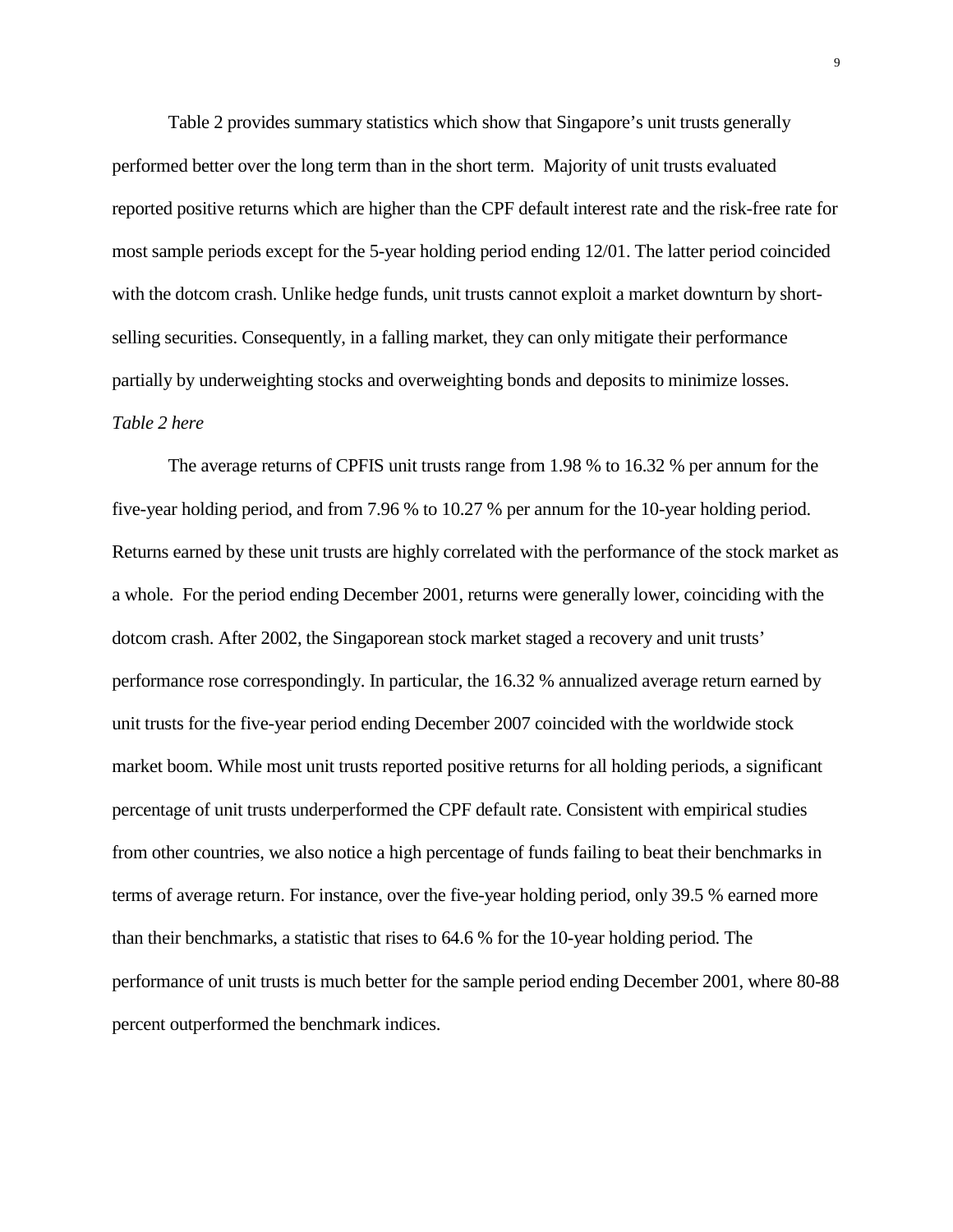Table 2 provides summary statistics which show that Singapore's unit trusts generally performed better over the long term than in the short term. Majority of unit trusts evaluated reported positive returns which are higher than the CPF default interest rate and the risk-free rate for most sample periods except for the 5-year holding period ending 12/01. The latter period coincided with the dotcom crash. Unlike hedge funds, unit trusts cannot exploit a market downturn by short-selling securities. Consequently, in a falling market, they can only mitigate their performance partially by underweighting stocks and overweighting bonds and deposits to minimize losses.

*Table 2 here*

The average returns of CPFIS unit trusts range from 1.98 % to 16.32 % per annum for the five-year holding period, and from 7.96 % to 10.27 % per annum for the 10-year holding period. Returns earned by these unit trusts are highly correlated with the performance of the stock market as a whole. For the period ending December 2001, returns were generally lower, coinciding with the dotcom crash. After 2002, the Singaporean stock market staged a recovery and unit trusts' performance rose correspondingly. In particular, the 16.32 % annualized average return earned by unit trusts for the five-year period ending December 2007 coincided with the worldwide stock market boom. While most unit trusts reported positive returns for all holding periods, a significant percentage of unit trusts underperformed the CPF default rate. Consistent with empirical studies from other countries, we also notice a high percentage of funds failing to beat their benchmarks in terms of average return. For instance, over the five-year holding period, only 39.5 % earned more than their benchmarks, a statistic that rises to 64.6 % for the 10-year holding period. The performance of unit trusts is much better for the sample period ending December 2001, where 80-88 percent outperformed the benchmark indices.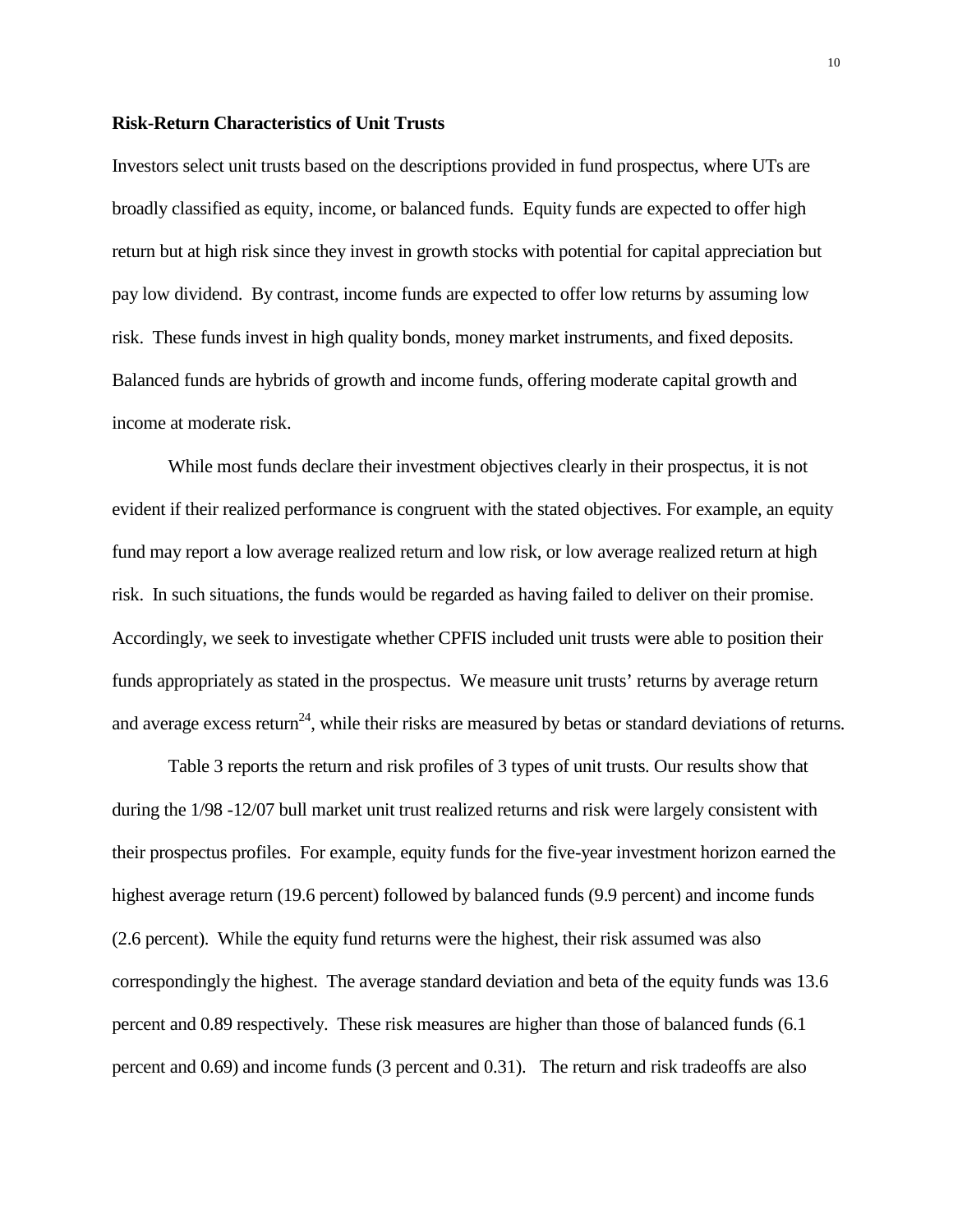## Risk-Return Characteristics of Unit Trusts

Investors select unit trusts based on the descriptions provided in fund prospectus, where UTs are broadly classified as equity, income, or balanced funds. Equity funds are expected to offer high return but at high risk since they invest in growth stocks with potential for capital appreciation but pay low dividend. By contrast, income funds are expected to offer low returns by assuming low risk. These funds invest in high quality bonds, money market instruments, and fixed deposits. Balanced funds are hybrids of growth and income funds, offering moderate capital growth and income at moderate risk.

While most funds declare their investment objectives clearly in their prospectus, it is not evident if their realized performance is congruent with the stated objectives. For example, an equity fund may report a low average realized return and low risk, or low average realized return at high risk. In such situations, the funds would be regarded as having failed to deliver on their promise. Accordingly, we seek to investigate whether CPFIS included unit trusts were able to position their funds appropriately as stated in the prospectus. We measure unit trusts' returns by average return and average excess return[24], while their risks are measured by betas or standard deviations of returns.

Table 3 reports the return and risk profiles of 3 types of unit trusts. Our results show that during the 1/98 -12/07 bull market unit trust realized returns and risk were largely consistent with their prospectus profiles. For example, equity funds for the five-year investment horizon earned the highest average return (19.6 percent) followed by balanced funds (9.9 percent) and income funds (2.6 percent). While the equity fund returns were the highest, their risk assumed was also correspondingly the highest. The average standard deviation and beta of the equity funds was 13.6 percent and 0.89 respectively. These risk measures are higher than those of balanced funds (6.1 percent and 0.69) and income funds (3 percent and 0.31). The return and risk tradeoffs are also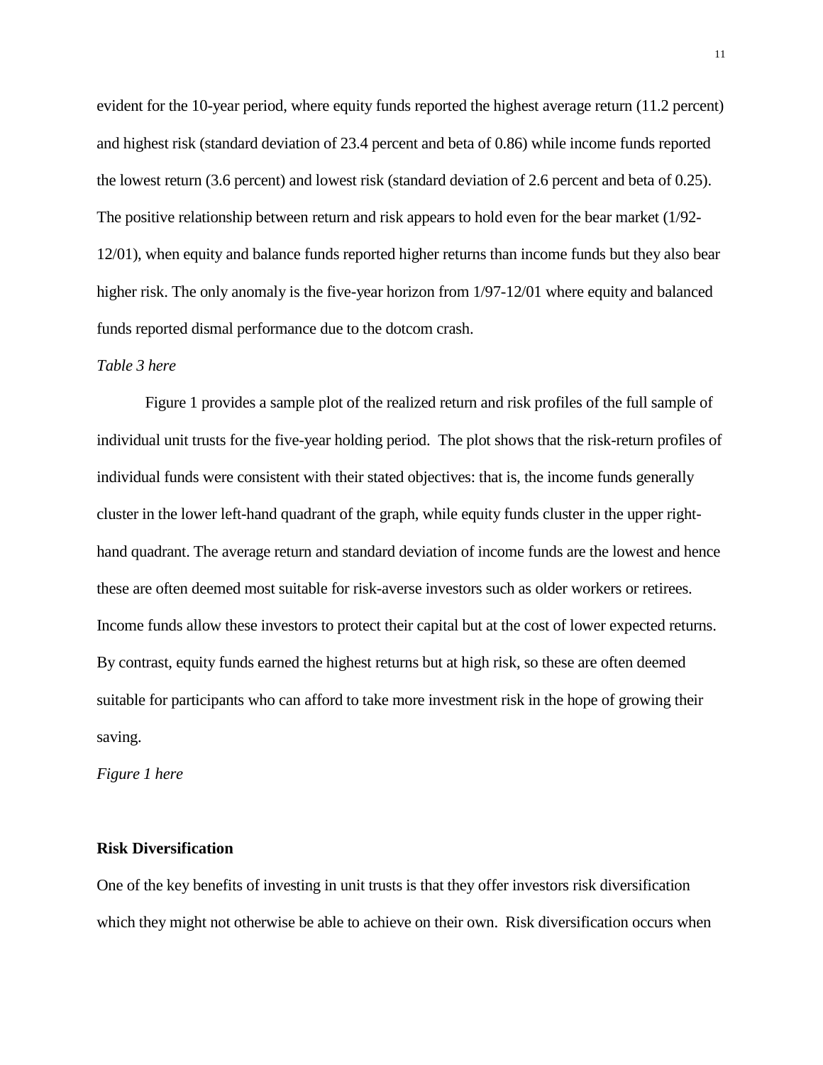evident for the 10-year period, where equity funds reported the highest average return (11.2 percent) and highest risk (standard deviation of 23.4 percent and beta of 0.86) while income funds reported the lowest return (3.6 percent) and lowest risk (standard deviation of 2.6 percent and beta of 0.25). The positive relationship between return and risk appears to hold even for the bear market (1/92-12/01), when equity and balance funds reported higher returns than income funds but they also bear higher risk. The only anomaly is the five-year horizon from 1/97-12/01 where equity and balanced funds reported dismal performance due to the dotcom crash.

*Table 3 here*

Figure 1 provides a sample plot of the realized return and risk profiles of the full sample of individual unit trusts for the five-year holding period. The plot shows that the risk-return profiles of individual funds were consistent with their stated objectives: that is, the income funds generally cluster in the lower left-hand quadrant of the graph, while equity funds cluster in the upper right-hand quadrant. The average return and standard deviation of income funds are the lowest and hence these are often deemed most suitable for risk-averse investors such as older workers or retirees. Income funds allow these investors to protect their capital but at the cost of lower expected returns. By contrast, equity funds earned the highest returns but at high risk, so these are often deemed suitable for participants who can afford to take more investment risk in the hope of growing their saving.

*Figure 1 here*

**Risk Diversification**

One of the key benefits of investing in unit trusts is that they offer investors risk diversification which they might not otherwise be able to achieve on their own. Risk diversification occurs when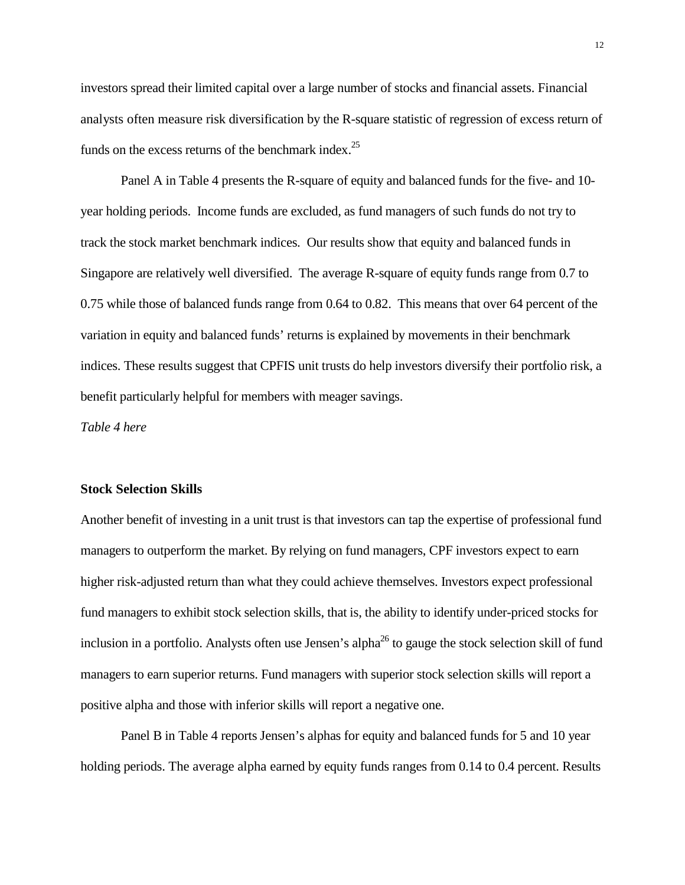investors spread their limited capital over a large number of stocks and financial assets. Financial analysts often measure risk diversification by the R-square statistic of regression of excess return of funds on the excess returns of the benchmark index.[25]

Panel A in Table 4 presents the R-square of equity and balanced funds for the five- and 10-year holding periods. Income funds are excluded, as fund managers of such funds do not try to track the stock market benchmark indices. Our results show that equity and balanced funds in Singapore are relatively well diversified. The average R-square of equity funds range from 0.7 to 0.75 while those of balanced funds range from 0.64 to 0.82. This means that over 64 percent of the variation in equity and balanced funds' returns is explained by movements in their benchmark indices. These results suggest that CPFIS unit trusts do help investors diversify their portfolio risk, a benefit particularly helpful for members with meager savings.

*Table 4 here*

**Stock Selection Skills**

Another benefit of investing in a unit trust is that investors can tap the expertise of professional fund managers to outperform the market. By relying on fund managers, CPF investors expect to earn higher risk-adjusted return than what they could achieve themselves. Investors expect professional fund managers to exhibit stock selection skills, that is, the ability to identify under-priced stocks for inclusion in a portfolio. Analysts often use Jensen's alpha[26] to gauge the stock selection skill of fund managers to earn superior returns. Fund managers with superior stock selection skills will report a positive alpha and those with inferior skills will report a negative one.

Panel B in Table 4 reports Jensen's alphas for equity and balanced funds for 5 and 10 year holding periods. The average alpha earned by equity funds ranges from 0.14 to 0.4 percent. Results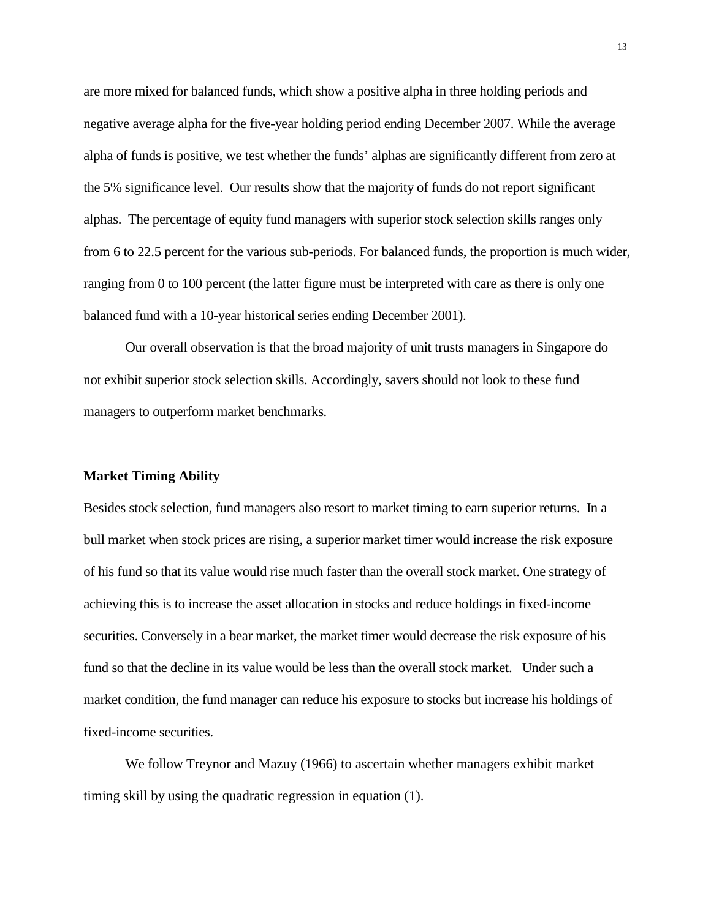are more mixed for balanced funds, which show a positive alpha in three holding periods and negative average alpha for the five-year holding period ending December 2007. While the average alpha of funds is positive, we test whether the funds' alphas are significantly different from zero at the 5% significance level. Our results show that the majority of funds do not report significant alphas. The percentage of equity fund managers with superior stock selection skills ranges only from 6 to 22.5 percent for the various sub-periods. For balanced funds, the proportion is much wider, ranging from 0 to 100 percent (the latter figure must be interpreted with care as there is only one balanced fund with a 10-year historical series ending December 2001).

Our overall observation is that the broad majority of unit trusts managers in Singapore do not exhibit superior stock selection skills. Accordingly, savers should not look to these fund managers to outperform market benchmarks.

### Market Timing Ability

Besides stock selection, fund managers also resort to market timing to earn superior returns. In a bull market when stock prices are rising, a superior market timer would increase the risk exposure of his fund so that its value would rise much faster than the overall stock market. One strategy of achieving this is to increase the asset allocation in stocks and reduce holdings in fixed-income securities. Conversely in a bear market, the market timer would decrease the risk exposure of his fund so that the decline in its value would be less than the overall stock market. Under such a market condition, the fund manager can reduce his exposure to stocks but increase his holdings of fixed-income securities.

We follow Treynor and Mazuy (1966) to ascertain whether managers exhibit market timing skill by using the quadratic regression in equation (1).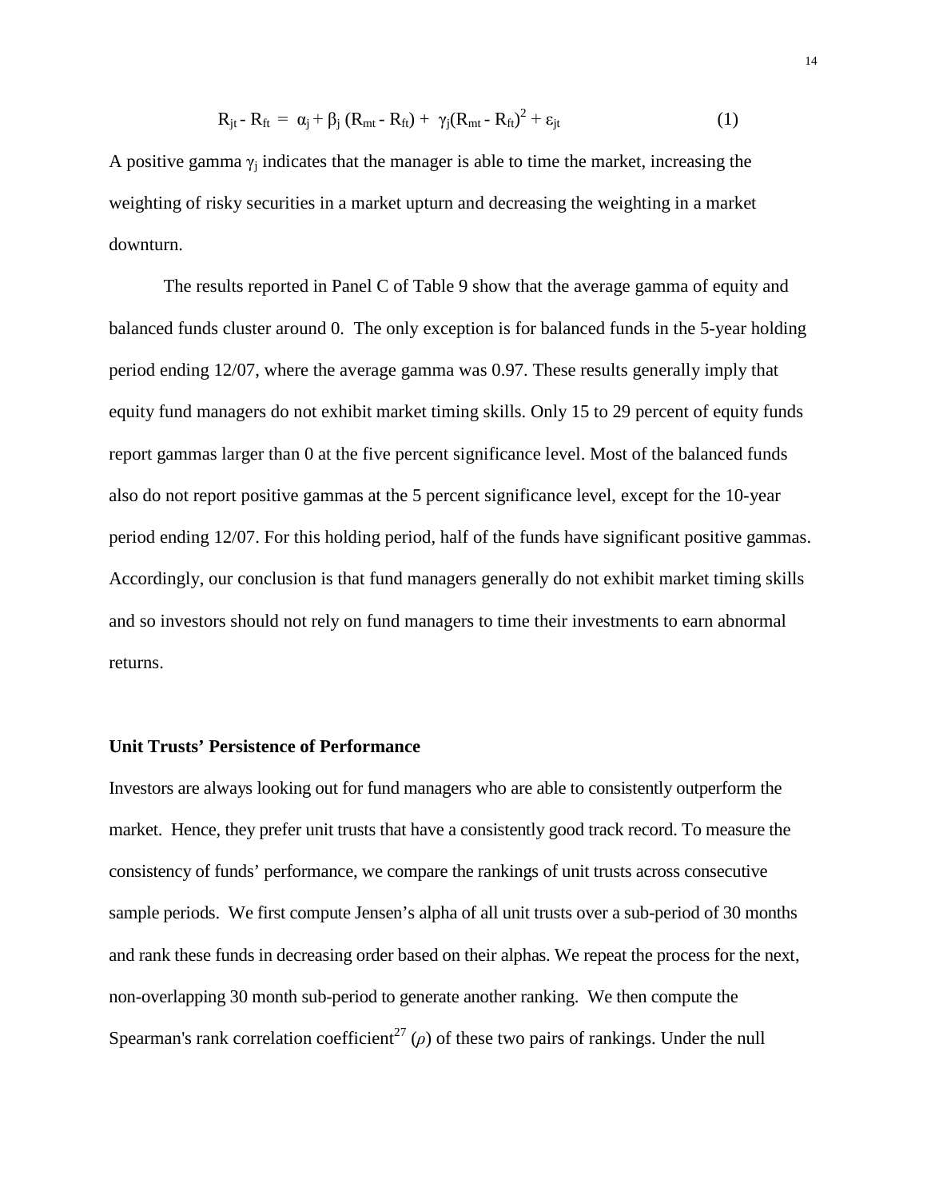$$R_{jt} - R_{ft} = \alpha_j + \beta_j (R_{mt} - R_{ft}) + \gamma_j (R_{mt} - R_{ft})^2 + \varepsilon_{jt} \quad (1)$$

A positive gamma $\gamma_j$ indicates that the manager is able to time the market, increasing the weighting of risky securities in a market upturn and decreasing the weighting in a market downturn.

The results reported in Panel C of Table 9 show that the average gamma of equity and balanced funds cluster around 0. The only exception is for balanced funds in the 5-year holding period ending 12/07, where the average gamma was 0.97. These results generally imply that equity fund managers do not exhibit market timing skills. Only 15 to 29 percent of equity funds report gammas larger than 0 at the five percent significance level. Most of the balanced funds also do not report positive gammas at the 5 percent significance level, except for the 10-year period ending 12/07. For this holding period, half of the funds have significant positive gammas. Accordingly, our conclusion is that fund managers generally do not exhibit market timing skills and so investors should not rely on fund managers to time their investments to earn abnormal returns.

**Unit Trusts' Persistence of Performance**

Investors are always looking out for fund managers who are able to consistently outperform the market. Hence, they prefer unit trusts that have a consistently good track record. To measure the consistency of funds' performance, we compare the rankings of unit trusts across consecutive sample periods. We first compute Jensen's alpha of all unit trusts over a sub-period of 30 months and rank these funds in decreasing order based on their alphas. We repeat the process for the next, non-overlapping 30 month sub-period to generate another ranking. We then compute the Spearman's rank correlation coefficient[27] ($\rho$) of these two pairs of rankings. Under the null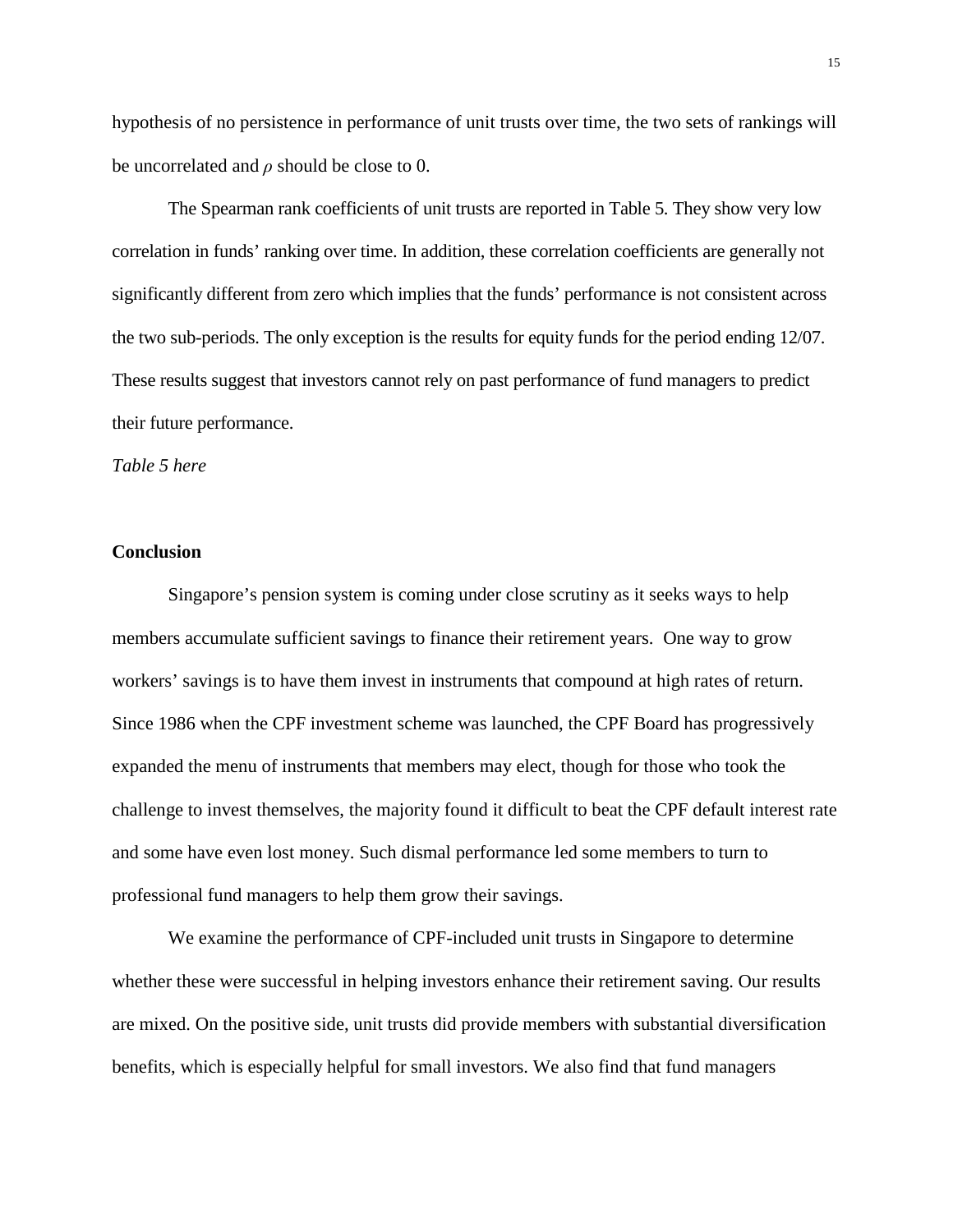hypothesis of no persistence in performance of unit trusts over time, the two sets of rankings will be uncorrelated and $\rho$ should be close to 0.

The Spearman rank coefficients of unit trusts are reported in Table 5. They show very low correlation in funds' ranking over time. In addition, these correlation coefficients are generally not significantly different from zero which implies that the funds' performance is not consistent across the two sub-periods. The only exception is the results for equity funds for the period ending 12/07. These results suggest that investors cannot rely on past performance of fund managers to predict their future performance.

*Table 5 here*

## Conclusion

Singapore's pension system is coming under close scrutiny as it seeks ways to help members accumulate sufficient savings to finance their retirement years. One way to grow workers' savings is to have them invest in instruments that compound at high rates of return. Since 1986 when the CPF investment scheme was launched, the CPF Board has progressively expanded the menu of instruments that members may elect, though for those who took the challenge to invest themselves, the majority found it difficult to beat the CPF default interest rate and some have even lost money. Such dismal performance led some members to turn to professional fund managers to help them grow their savings.

We examine the performance of CPF-included unit trusts in Singapore to determine whether these were successful in helping investors enhance their retirement saving. Our results are mixed. On the positive side, unit trusts did provide members with substantial diversification benefits, which is especially helpful for small investors. We also find that fund managers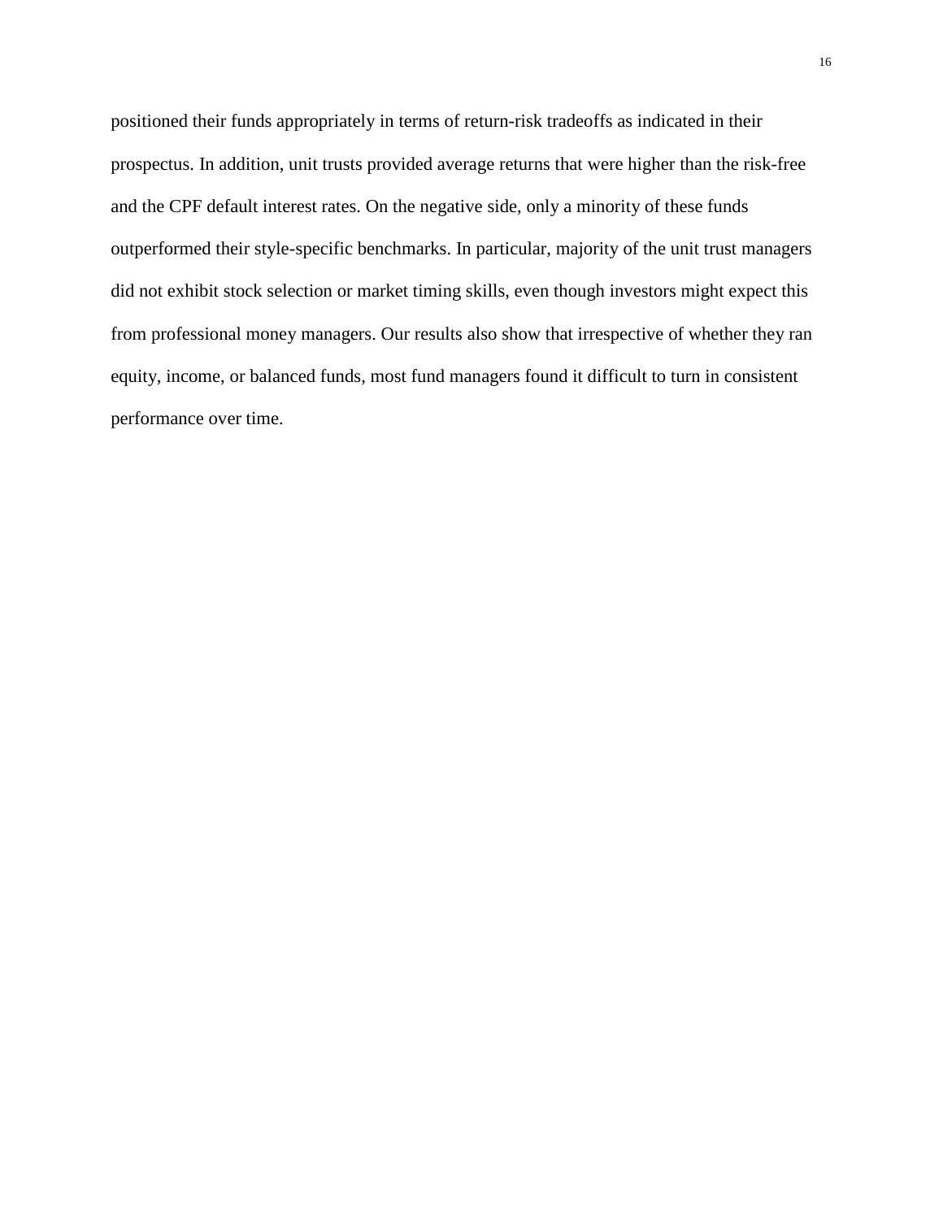positioned their funds appropriately in terms of return-risk tradeoffs as indicated in their prospectus. In addition, unit trusts provided average returns that were higher than the risk-free and the CPF default interest rates. On the negative side, only a minority of these funds outperformed their style-specific benchmarks. In particular, majority of the unit trust managers did not exhibit stock selection or market timing skills, even though investors might expect this from professional money managers. Our results also show that irrespective of whether they ran equity, income, or balanced funds, most fund managers found it difficult to turn in consistent performance over time.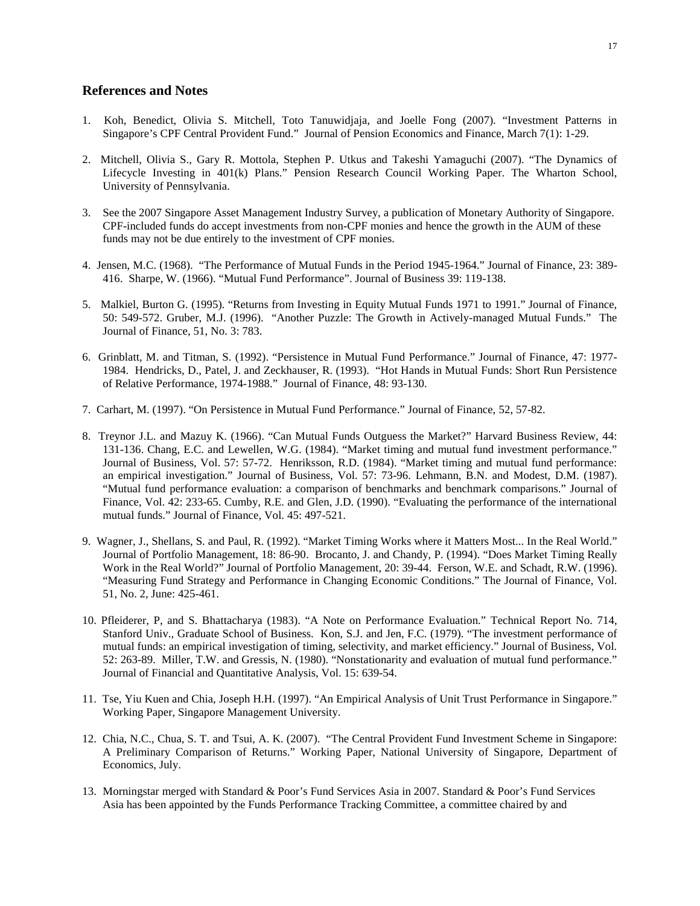## References and Notes

1. Koh, Benedict, Olivia S. Mitchell, Toto Tanuwidjaja, and Joelle Fong (2007). "Investment Patterns in Singapore's CPF Central Provident Fund." Journal of Pension Economics and Finance, March 7(1): 1-29.

2. Mitchell, Olivia S., Gary R. Mottola, Stephen P. Utkus and Takeshi Yamaguchi (2007). "The Dynamics of Lifecycle Investing in 401(k) Plans." Pension Research Council Working Paper. The Wharton School, University of Pennsylvania.

3. See the 2007 Singapore Asset Management Industry Survey, a publication of Monetary Authority of Singapore. CPF-included funds do accept investments from non-CPF monies and hence the growth in the AUM of these funds may not be due entirely to the investment of CPF monies.

4. Jensen, M.C. (1968). "The Performance of Mutual Funds in the Period 1945-1964." Journal of Finance, 23: 389-416. Sharpe, W. (1966). "Mutual Fund Performance". Journal of Business 39: 119-138.

5. Malkiel, Burton G. (1995). "Returns from Investing in Equity Mutual Funds 1971 to 1991." Journal of Finance, 50: 549-572. Gruber, M.J. (1996). "Another Puzzle: The Growth in Actively-managed Mutual Funds." The Journal of Finance, 51, No. 3: 783.

6. Grinblatt, M. and Titman, S. (1992). "Persistence in Mutual Fund Performance." Journal of Finance, 47: 1977-1984. Hendricks, D., Patel, J. and Zeckhauser, R. (1993). "Hot Hands in Mutual Funds: Short Run Persistence of Relative Performance, 1974-1988." Journal of Finance, 48: 93-130.

7. Carhart, M. (1997). "On Persistence in Mutual Fund Performance." Journal of Finance, 52, 57-82.

8. Treynor J.L. and Mazuy K. (1966). "Can Mutual Funds Outguess the Market?" Harvard Business Review, 44: 131-136. Chang, E.C. and Lewellen, W.G. (1984). "Market timing and mutual fund investment performance." Journal of Business, Vol. 57: 57-72. Henriksson, R.D. (1984). "Market timing and mutual fund performance: an empirical investigation." Journal of Business, Vol. 57: 73-96. Lehmann, B.N. and Modest, D.M. (1987). "Mutual fund performance evaluation: a comparison of benchmarks and benchmark comparisons." Journal of Finance, Vol. 42: 233-65. Cumby, R.E. and Glen, J.D. (1990). "Evaluating the performance of the international mutual funds." Journal of Finance, Vol. 45: 497-521.

9. Wagner, J., Shellans, S. and Paul, R. (1992). "Market Timing Works where it Matters Most... In the Real World." Journal of Portfolio Management, 18: 86-90. Brocanto, J. and Chandy, P. (1994). "Does Market Timing Really Work in the Real World?" Journal of Portfolio Management, 20: 39-44. Ferson, W.E. and Schadt, R.W. (1996). "Measuring Fund Strategy and Performance in Changing Economic Conditions." The Journal of Finance, Vol. 51, No. 2, June: 425-461.

10. Pfleiderer, P, and S. Bhattacharya (1983). "A Note on Performance Evaluation." Technical Report No. 714, Stanford Univ., Graduate School of Business. Kon, S.J. and Jen, F.C. (1979). "The investment performance of mutual funds: an empirical investigation of timing, selectivity, and market efficiency." Journal of Business, Vol. 52: 263-89. Miller, T.W. and Gressis, N. (1980). "Nonstationarity and evaluation of mutual fund performance." Journal of Financial and Quantitative Analysis, Vol. 15: 639-54.

11. Tse, Yiu Kuen and Chia, Joseph H.H. (1997). "An Empirical Analysis of Unit Trust Performance in Singapore." Working Paper, Singapore Management University.

12. Chia, N.C., Chua, S. T. and Tsui, A. K. (2007). "The Central Provident Fund Investment Scheme in Singapore: A Preliminary Comparison of Returns." Working Paper, National University of Singapore, Department of Economics, July.

13. Morningstar merged with Standard & Poor's Fund Services Asia in 2007. Standard & Poor's Fund Services Asia has been appointed by the Funds Performance Tracking Committee, a committee chaired by and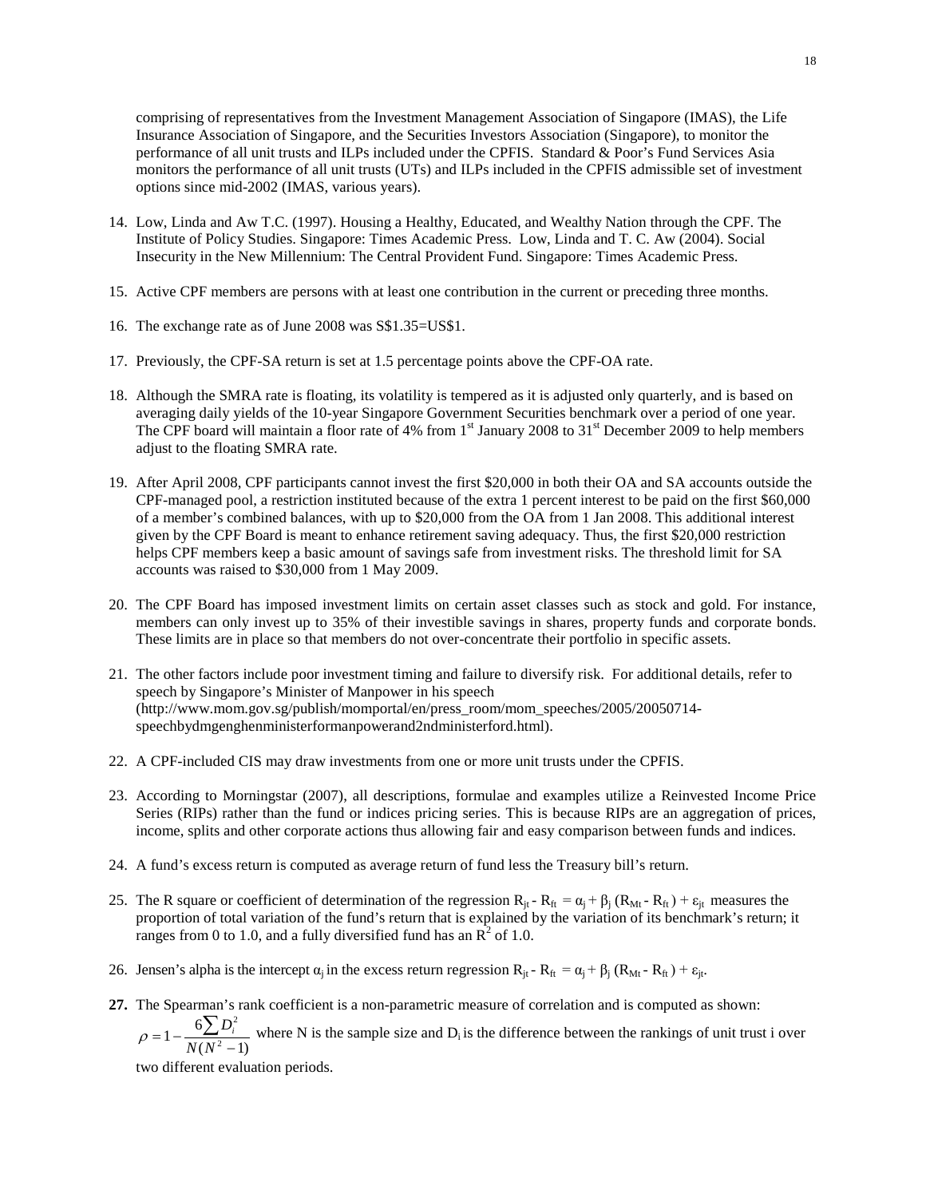comprising of representatives from the Investment Management Association of Singapore (IMAS), the Life Insurance Association of Singapore, and the Securities Investors Association (Singapore), to monitor the performance of all unit trusts and ILPs included under the CPFIS. Standard & Poor's Fund Services Asia monitors the performance of all unit trusts (UTs) and ILPs included in the CPFIS admissible set of investment options since mid-2002 (IMAS, various years).

14. Low, Linda and Aw T.C. (1997). Housing a Healthy, Educated, and Wealthy Nation through the CPF. The Institute of Policy Studies. Singapore: Times Academic Press. Low, Linda and T. C. Aw (2004). Social Insecurity in the New Millennium: The Central Provident Fund. Singapore: Times Academic Press.

15. Active CPF members are persons with at least one contribution in the current or preceding three months.

16. The exchange rate as of June 2008 was S$1.35=US$1.

17. Previously, the CPF-SA return is set at 1.5 percentage points above the CPF-OA rate.

18. Although the SMRA rate is floating, its volatility is tempered as it is adjusted only quarterly, and is based on averaging daily yields of the 10-year Singapore Government Securities benchmark over a period of one year. The CPF board will maintain a floor rate of 4% from 1st January 2008 to 31st December 2009 to help members adjust to the floating SMRA rate.

19. After April 2008, CPF participants cannot invest the first $20,000 in both their OA and SA accounts outside the CPF-managed pool, a restriction instituted because of the extra 1 percent interest to be paid on the first $60,000 of a member's combined balances, with up to $20,000 from the OA from 1 Jan 2008. This additional interest given by the CPF Board is meant to enhance retirement saving adequacy. Thus, the first $20,000 restriction helps CPF members keep a basic amount of savings safe from investment risks. The threshold limit for SA accounts was raised to $30,000 from 1 May 2009.

20. The CPF Board has imposed investment limits on certain asset classes such as stock and gold. For instance, members can only invest up to 35% of their investible savings in shares, property funds and corporate bonds. These limits are in place so that members do not over-concentrate their portfolio in specific assets.

21. The other factors include poor investment timing and failure to diversify risk. For additional details, refer to speech by Singapore's Minister of Manpower in his speech (http://www.mom.gov.sg/publish/momportal/en/press_room/mom_speeches/2005/20050714-speechbydmgenghenministerformanpowerand2ndministerford.html).

22. A CPF-included CIS may draw investments from one or more unit trusts under the CPFIS.

23. According to Morningstar (2007), all descriptions, formulae and examples utilize a Reinvested Income Price Series (RIPs) rather than the fund or indices pricing series. This is because RIPs are an aggregation of prices, income, splits and other corporate actions thus allowing fair and easy comparison between funds and indices.

24. A fund's excess return is computed as average return of fund less the Treasury bill's return.

25. The R square or coefficient of determination of the regression $R_{jt} - R_{ft} = \alpha_j + \beta_j (R_{Mt} - R_{ft}) + \varepsilon_{jt}$ measures the proportion of total variation of the fund's return that is explained by the variation of its benchmark's return; it ranges from 0 to 1.0, and a fully diversified fund has an $R^2$ of 1.0.

26. Jensen's alpha is the intercept $\alpha_j$ in the excess return regression $R_{jt} - R_{ft} = \alpha_j + \beta_j (R_{Mt} - R_{ft}) + \varepsilon_{jt}$.

**27.** The Spearman's rank coefficient is a non-parametric measure of correlation and is computed as shown: $\rho = 1 - \frac{6\sum D_i^2}{N(N^2-1)}$ where N is the sample size and $D_i$ is the difference between the rankings of unit trust i over two different evaluation periods.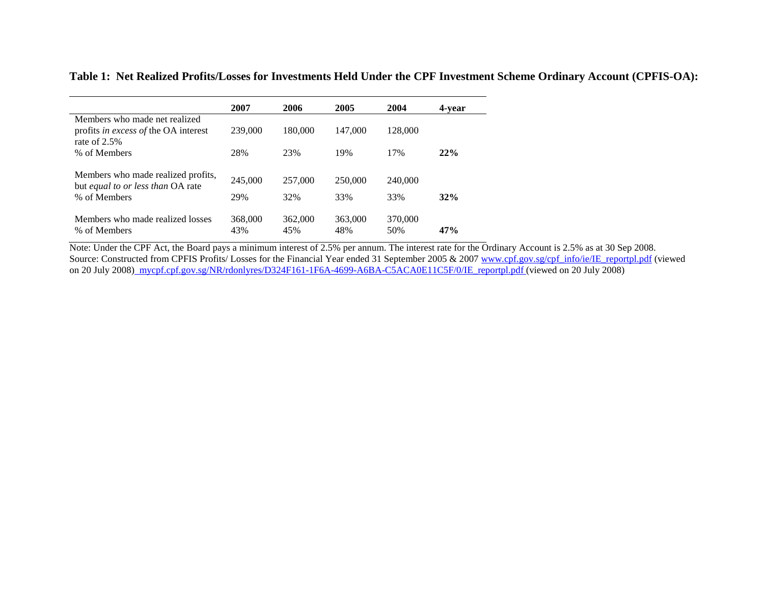**Table 1: Net Realized Profits/Losses for Investments Held Under the CPF Investment Scheme Ordinary Account (CPFIS-OA):**

| | 2007 | 2006 | 2005 | 2004 | 4-year |
|---|---|---|---|---|---|
| Members who made net realized profits *in excess of* the OA interest rate of 2.5% | 239,000 | 180,000 | 147,000 | 128,000 | |
| % of Members | 28% | 23% | 19% | 17% | **22%** |
| Members who made realized profits, but *equal to or less than* OA rate | 245,000 | 257,000 | 250,000 | 240,000 | |
| % of Members | 29% | 32% | 33% | 33% | **32%** |
| Members who made realized losses | 368,000 | 362,000 | 363,000 | 370,000 | |
| % of Members | 43% | 45% | 48% | 50% | **47%** |

Note: Under the CPF Act, the Board pays a minimum interest of 2.5% per annum. The interest rate for the Ordinary Account is 2.5% as at 30 Sep 2008.
Source: Constructed from CPFIS Profits/ Losses for the Financial Year ended 31 September 2005 & 2007 www.cpf.gov.sg/cpf_info/ie/IE_reportpl.pdf (viewed on 20 July 2008) mycpf.cpf.gov.sg/NR/rdonlyres/D324F161-1F6A-4699-A6BA-C5ACA0E11C5F/0/IE_reportpl.pdf (viewed on 20 July 2008)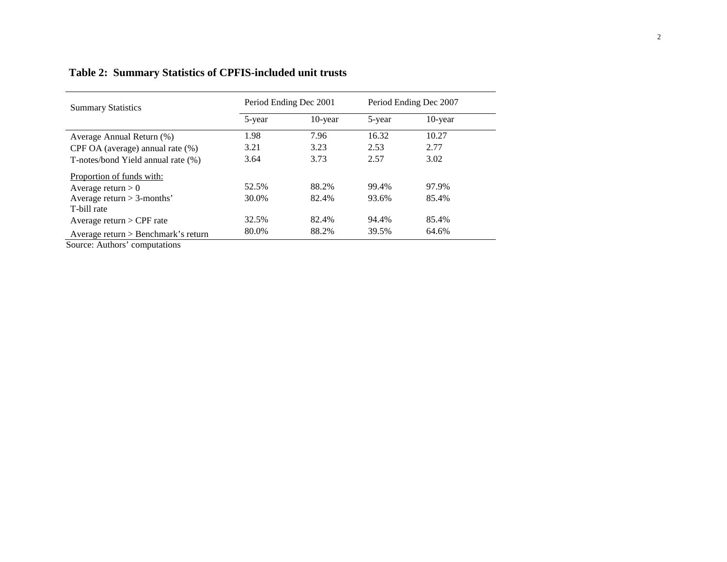**Table 2: Summary Statistics of CPFIS-included unit trusts**

| Summary Statistics | Period Ending Dec 2001 | | Period Ending Dec 2007 | |
|---|---|---|---|---|
| | 5-year | 10-year | 5-year | 10-year |
| Average Annual Return (%) | 1.98 | 7.96 | 16.32 | 10.27 |
| CPF OA (average) annual rate (%) | 3.21 | 3.23 | 2.53 | 2.77 |
| T-notes/bond Yield annual rate (%) | 3.64 | 3.73 | 2.57 | 3.02 |
| Proportion of funds with: | | | | |
| Average return > 0 | 52.5% | 88.2% | 99.4% | 97.9% |
| Average return > 3-months' T-bill rate | 30.0% | 82.4% | 93.6% | 85.4% |
| Average return > CPF rate | 32.5% | 82.4% | 94.4% | 85.4% |
| Average return > Benchmark's return | 80.0% | 88.2% | 39.5% | 64.6% |

Source: Authors' computations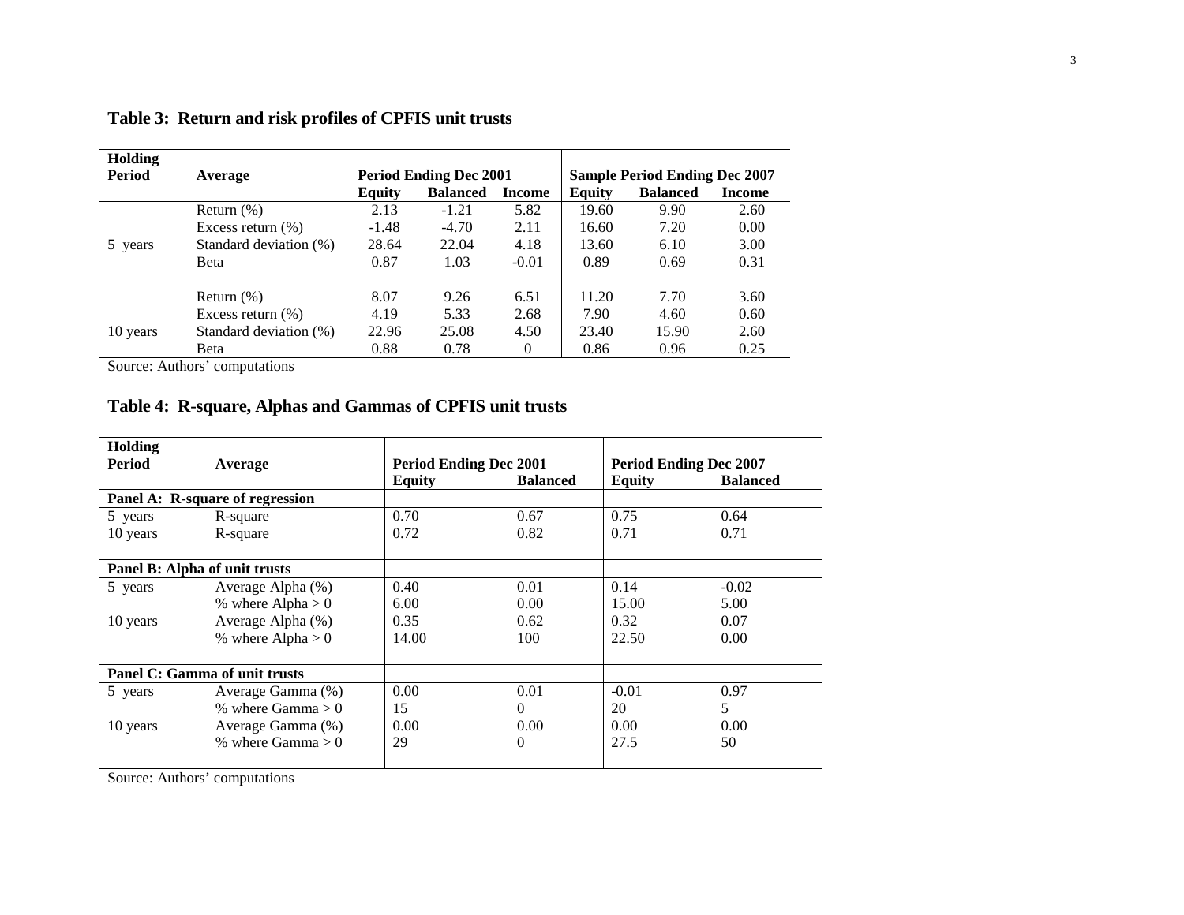**Table 3: Return and risk profiles of CPFIS unit trusts**

| Holding Period | Average | Period Ending Dec 2001 | | | Sample Period Ending Dec 2007 | | |
|---|---|---|---|---|---|---|---|
| | | **Equity** | **Balanced** | **Income** | **Equity** | **Balanced** | **Income** |
| 5 years | Return (%) | 2.13 | -1.21 | 5.82 | 19.60 | 9.90 | 2.60 |
| | Excess return (%) | -1.48 | -4.70 | 2.11 | 16.60 | 7.20 | 0.00 |
| | Standard deviation (%) | 28.64 | 22.04 | 4.18 | 13.60 | 6.10 | 3.00 |
| | Beta | 0.87 | 1.03 | -0.01 | 0.89 | 0.69 | 0.31 |
| 10 years | Return (%) | 8.07 | 9.26 | 6.51 | 11.20 | 7.70 | 3.60 |
| | Excess return (%) | 4.19 | 5.33 | 2.68 | 7.90 | 4.60 | 0.60 |
| | Standard deviation (%) | 22.96 | 25.08 | 4.50 | 23.40 | 15.90 | 2.60 |
| | Beta | 0.88 | 0.78 | 0 | 0.86 | 0.96 | 0.25 |

Source: Authors' computations

**Table 4: R-square, Alphas and Gammas of CPFIS unit trusts**

| Holding Period | Average | Period Ending Dec 2001 | | Period Ending Dec 2007 | |
|---|---|---|---|---|---|
| | | **Equity** | **Balanced** | **Equity** | **Balanced** |
| **Panel A: R-square of regression** | | | | | |
| 5 years | R-square | 0.70 | 0.67 | 0.75 | 0.64 |
| 10 years | R-square | 0.72 | 0.82 | 0.71 | 0.71 |
| **Panel B: Alpha of unit trusts** | | | | | |
| 5 years | Average Alpha (%) | 0.40 | 0.01 | 0.14 | -0.02 |
| | % where Alpha > 0 | 6.00 | 0.00 | 15.00 | 5.00 |
| 10 years | Average Alpha (%) | 0.35 | 0.62 | 0.32 | 0.07 |
| | % where Alpha > 0 | 14.00 | 100 | 22.50 | 0.00 |
| **Panel C: Gamma of unit trusts** | | | | | |
| 5 years | Average Gamma (%) | 0.00 | 0.01 | -0.01 | 0.97 |
| | % where Gamma > 0 | 15 | 0 | 20 | 5 |
| 10 years | Average Gamma (%) | 0.00 | 0.00 | 0.00 | 0.00 |
| | % where Gamma > 0 | 29 | 0 | 27.5 | 50 |

Source: Authors' computations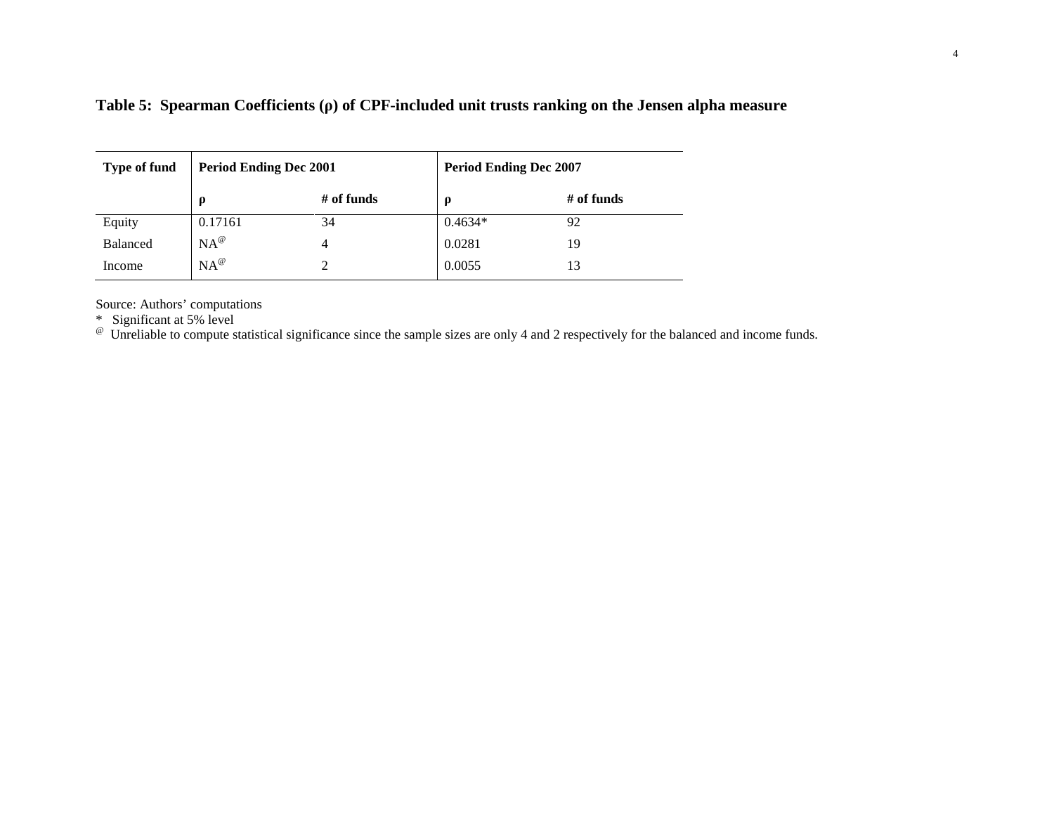**Table 5: Spearman Coefficients (ρ) of CPF-included unit trusts ranking on the Jensen alpha measure**

| Type of fund | Period Ending Dec 2001 | | Period Ending Dec 2007 | |
|---|---|---|---|---|
| | ρ | # of funds | ρ | # of funds |
| Equity | 0.17161 | 34 | 0.4634* | 92 |
| Balanced | NA[@] | 4 | 0.0281 | 19 |
| Income | NA[@] | 2 | 0.0055 | 13 |

Source: Authors' computations

\* Significant at 5% level

[@] Unreliable to compute statistical significance since the sample sizes are only 4 and 2 respectively for the balanced and income funds.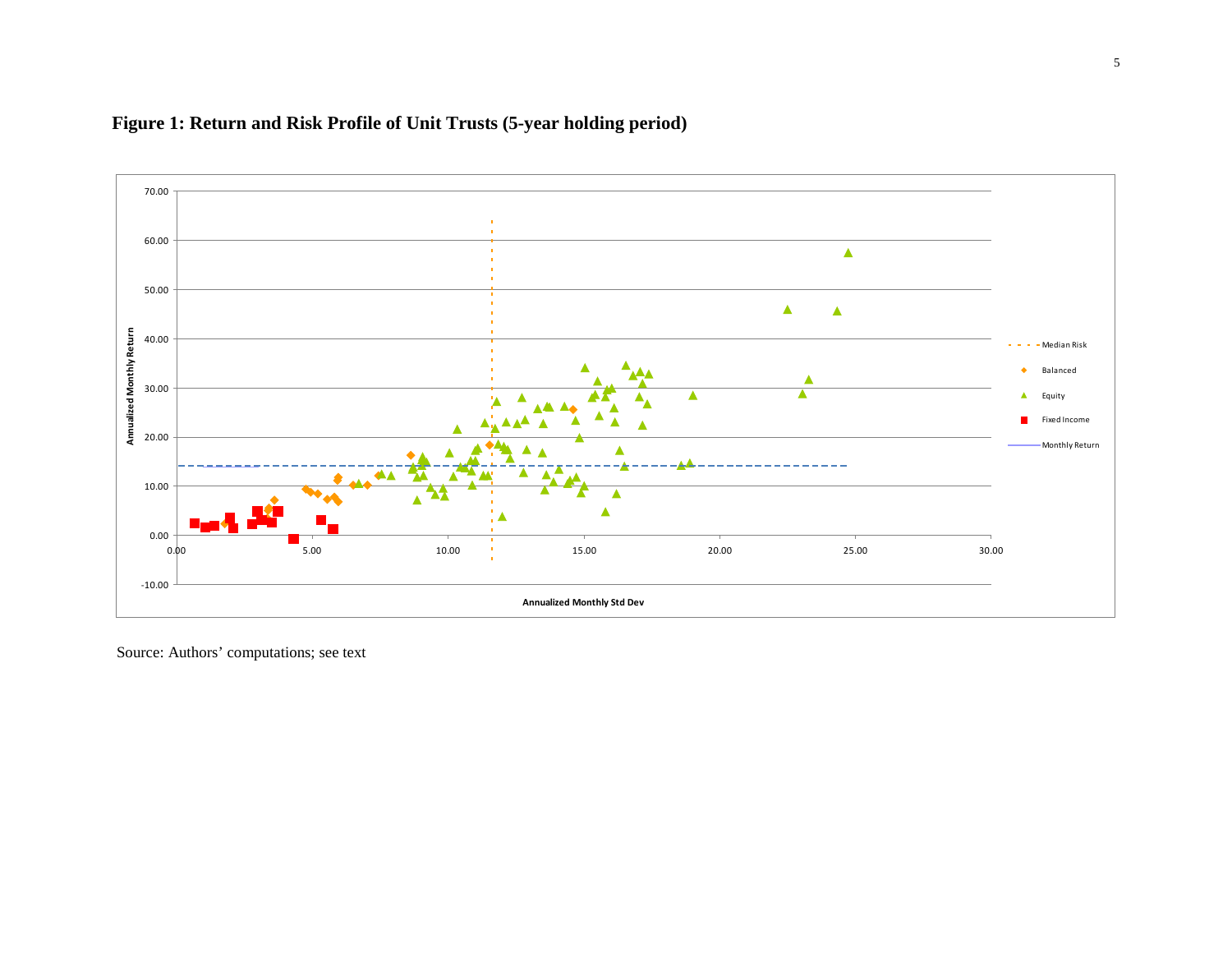**Figure 1: Return and Risk Profile of Unit Trusts (5-year holding period)**

70.00
60.00
50.00
40.00
30.00
20.00
10.00
0.00
-10.00

Annualized Monthly Return

0.00
5.00
10.00
15.00
20.00
25.00
30.00

Annualized Monthly Std Dev

Median Risk
Balanced
Equity
Fixed Income
Monthly Return

Source: Authors' computations; see text